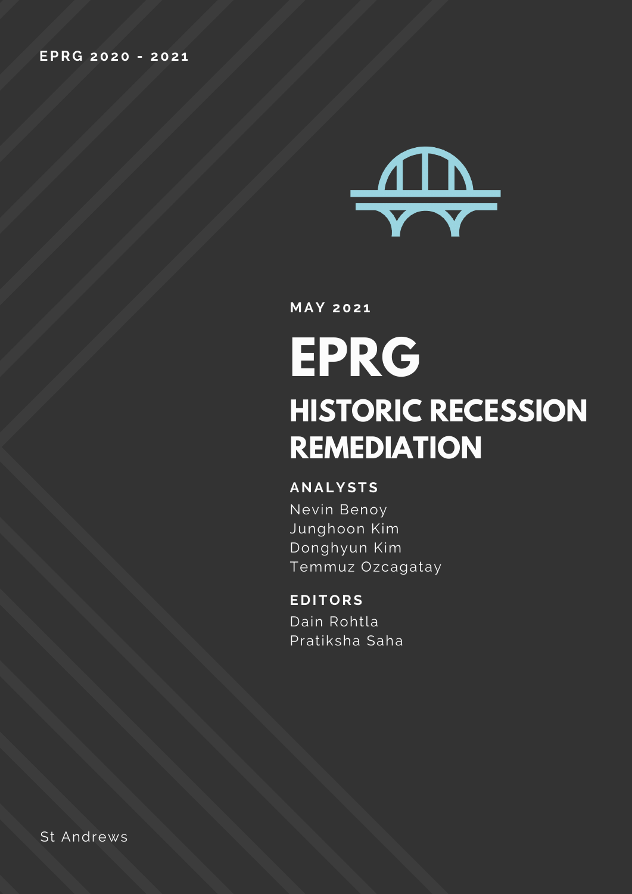EPRG 2020 - 2021

MAY 2021

# EPRG

## HISTORIC RECESSION REMEDIATION

### ANALYSTS

Nevin Benoy
Junghoon Kim
Donghyun Kim
Temmuz Ozcagatay

### EDITORS

Dain Rohtla
Pratiksha Saha

St Andrews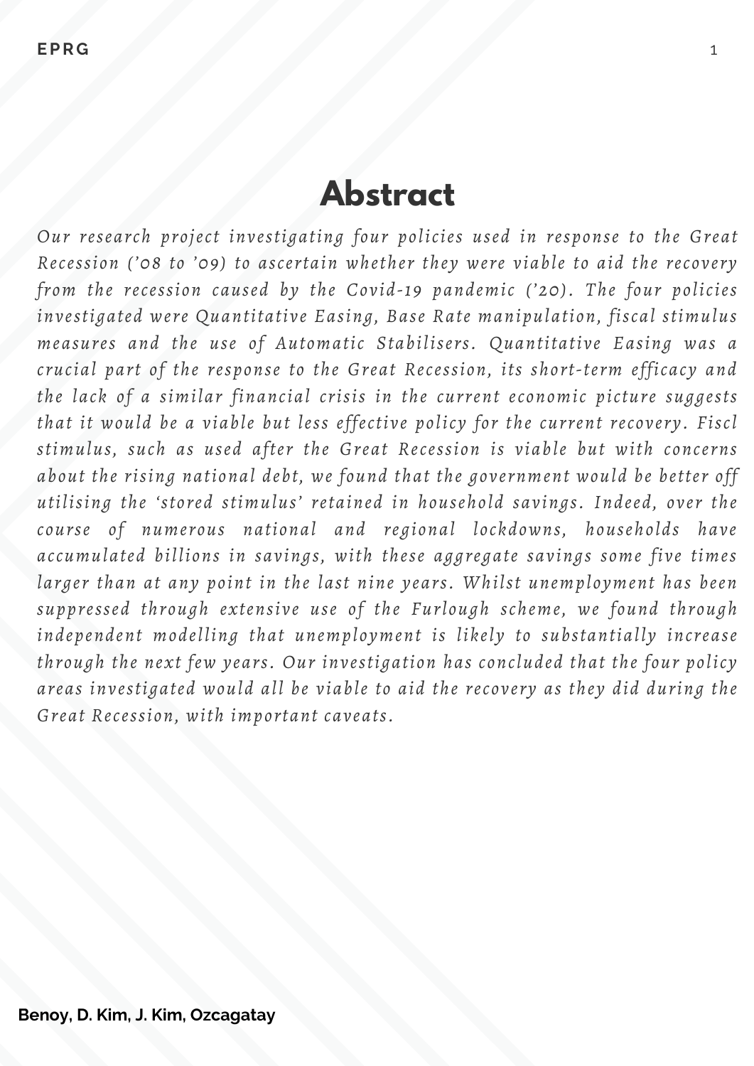# Abstract

*Our research project investigating four policies used in response to the Great Recession ('08 to '09) to ascertain whether they were viable to aid the recovery from the recession caused by the Covid-19 pandemic ('20). The four policies investigated were Quantitative Easing, Base Rate manipulation, fiscal stimulus measures and the use of Automatic Stabilisers. Quantitative Easing was a crucial part of the response to the Great Recession, its short-term efficacy and the lack of a similar financial crisis in the current economic picture suggests that it would be a viable but less effective policy for the current recovery. Fiscl stimulus, such as used after the Great Recession is viable but with concerns about the rising national debt, we found that the government would be better off utilising the 'stored stimulus' retained in household savings. Indeed, over the course of numerous national and regional lockdowns, households have accumulated billions in savings, with these aggregate savings some five times larger than at any point in the last nine years. Whilst unemployment has been suppressed through extensive use of the Furlough scheme, we found through independent modelling that unemployment is likely to substantially increase through the next few years. Our investigation has concluded that the four policy areas investigated would all be viable to aid the recovery as they did during the Great Recession, with important caveats.*

**Benoy, D. Kim, J. Kim, Ozcagatay**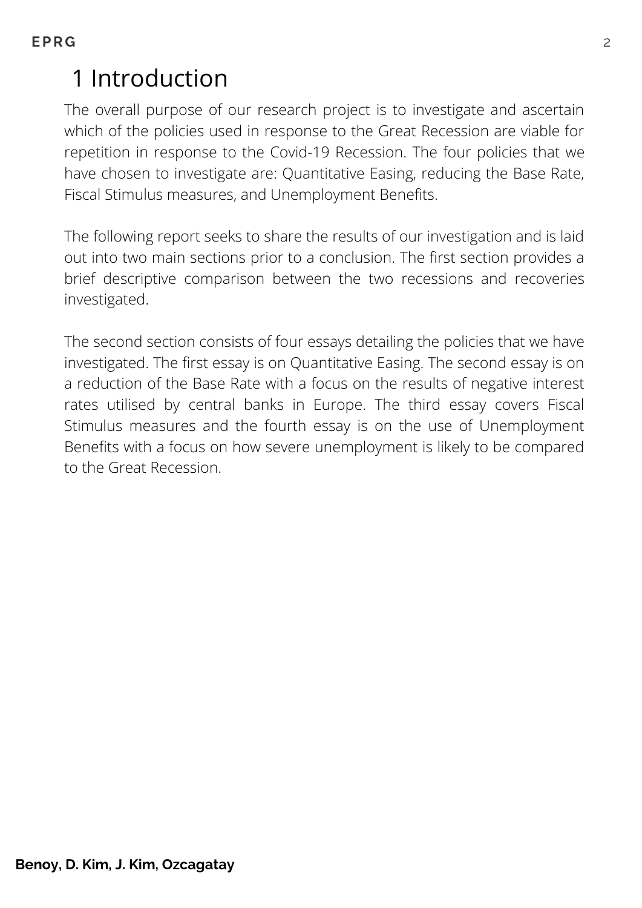# 1 Introduction

The overall purpose of our research project is to investigate and ascertain which of the policies used in response to the Great Recession are viable for repetition in response to the Covid-19 Recession. The four policies that we have chosen to investigate are: Quantitative Easing, reducing the Base Rate, Fiscal Stimulus measures, and Unemployment Benefits.

The following report seeks to share the results of our investigation and is laid out into two main sections prior to a conclusion. The first section provides a brief descriptive comparison between the two recessions and recoveries investigated.

The second section consists of four essays detailing the policies that we have investigated. The first essay is on Quantitative Easing. The second essay is on a reduction of the Base Rate with a focus on the results of negative interest rates utilised by central banks in Europe. The third essay covers Fiscal Stimulus measures and the fourth essay is on the use of Unemployment Benefits with a focus on how severe unemployment is likely to be compared to the Great Recession.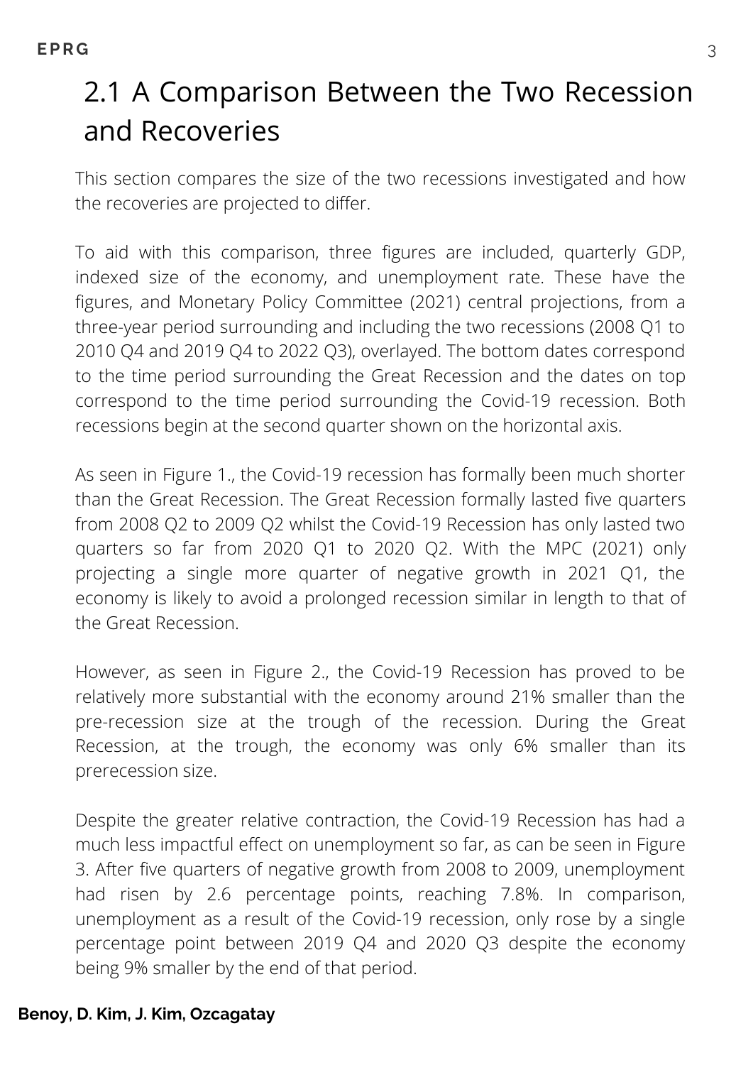## 2.1 A Comparison Between the Two Recession and Recoveries

This section compares the size of the two recessions investigated and how the recoveries are projected to differ.

To aid with this comparison, three figures are included, quarterly GDP, indexed size of the economy, and unemployment rate. These have the figures, and Monetary Policy Committee (2021) central projections, from a three-year period surrounding and including the two recessions (2008 Q1 to 2010 Q4 and 2019 Q4 to 2022 Q3), overlayed. The bottom dates correspond to the time period surrounding the Great Recession and the dates on top correspond to the time period surrounding the Covid-19 recession. Both recessions begin at the second quarter shown on the horizontal axis.

As seen in Figure 1., the Covid-19 recession has formally been much shorter than the Great Recession. The Great Recession formally lasted five quarters from 2008 Q2 to 2009 Q2 whilst the Covid-19 Recession has only lasted two quarters so far from 2020 Q1 to 2020 Q2. With the MPC (2021) only projecting a single more quarter of negative growth in 2021 Q1, the economy is likely to avoid a prolonged recession similar in length to that of the Great Recession.

However, as seen in Figure 2., the Covid-19 Recession has proved to be relatively more substantial with the economy around 21% smaller than the pre-recession size at the trough of the recession. During the Great Recession, at the trough, the economy was only 6% smaller than its prerecession size.

Despite the greater relative contraction, the Covid-19 Recession has had a much less impactful effect on unemployment so far, as can be seen in Figure 3. After five quarters of negative growth from 2008 to 2009, unemployment had risen by 2.6 percentage points, reaching 7.8%. In comparison, unemployment as a result of the Covid-19 recession, only rose by a single percentage point between 2019 Q4 and 2020 Q3 despite the economy being 9% smaller by the end of that period.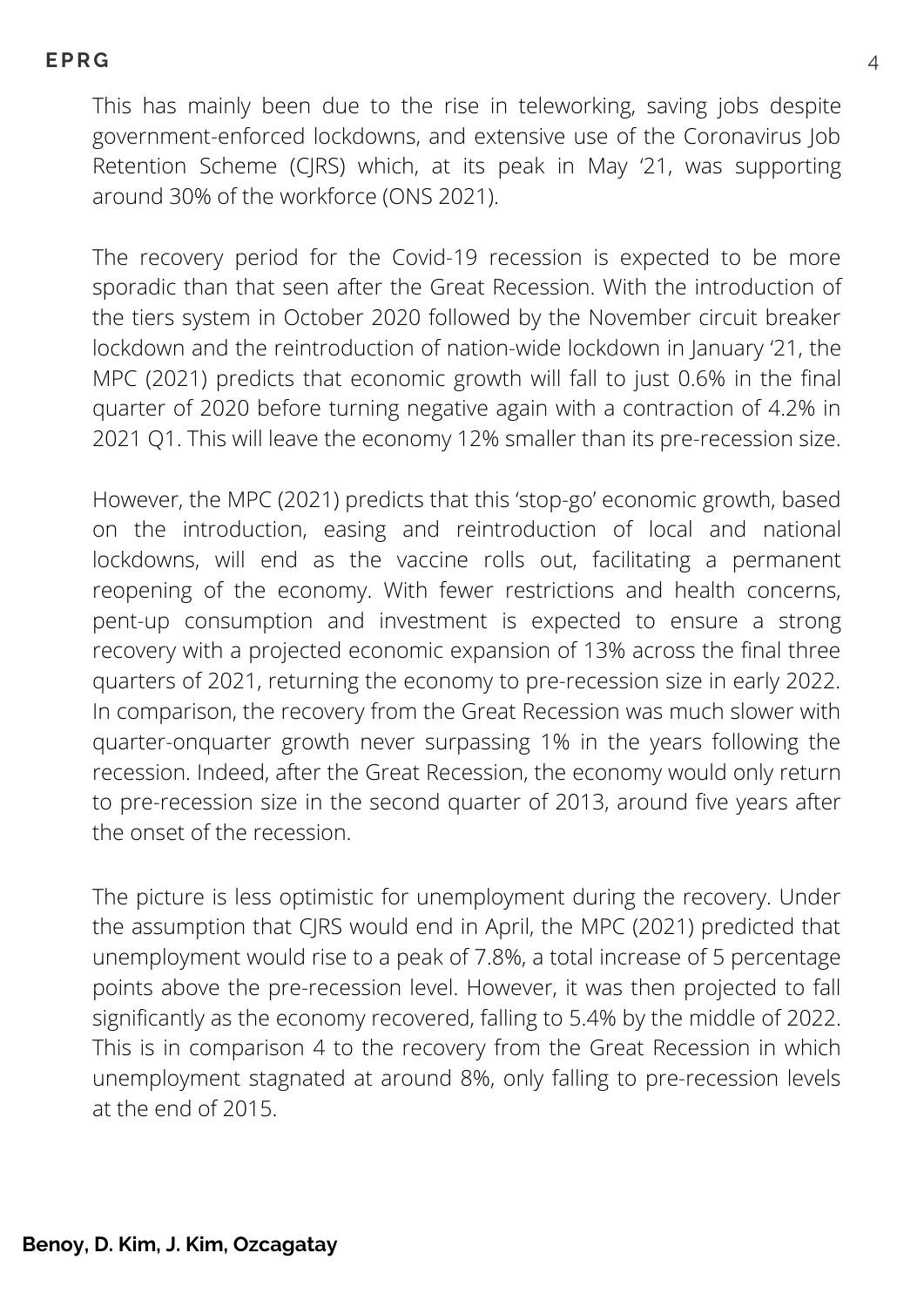This has mainly been due to the rise in teleworking, saving jobs despite government-enforced lockdowns, and extensive use of the Coronavirus Job Retention Scheme (CJRS) which, at its peak in May '21, was supporting around 30% of the workforce (ONS 2021).

The recovery period for the Covid-19 recession is expected to be more sporadic than that seen after the Great Recession. With the introduction of the tiers system in October 2020 followed by the November circuit breaker lockdown and the reintroduction of nation-wide lockdown in January '21, the MPC (2021) predicts that economic growth will fall to just 0.6% in the final quarter of 2020 before turning negative again with a contraction of 4.2% in 2021 Q1. This will leave the economy 12% smaller than its pre-recession size.

However, the MPC (2021) predicts that this 'stop-go' economic growth, based on the introduction, easing and reintroduction of local and national lockdowns, will end as the vaccine rolls out, facilitating a permanent reopening of the economy. With fewer restrictions and health concerns, pent-up consumption and investment is expected to ensure a strong recovery with a projected economic expansion of 13% across the final three quarters of 2021, returning the economy to pre-recession size in early 2022. In comparison, the recovery from the Great Recession was much slower with quarter-onquarter growth never surpassing 1% in the years following the recession. Indeed, after the Great Recession, the economy would only return to pre-recession size in the second quarter of 2013, around five years after the onset of the recession.

The picture is less optimistic for unemployment during the recovery. Under the assumption that CJRS would end in April, the MPC (2021) predicted that unemployment would rise to a peak of 7.8%, a total increase of 5 percentage points above the pre-recession level. However, it was then projected to fall significantly as the economy recovered, falling to 5.4% by the middle of 2022. This is in comparison 4 to the recovery from the Great Recession in which unemployment stagnated at around 8%, only falling to pre-recession levels at the end of 2015.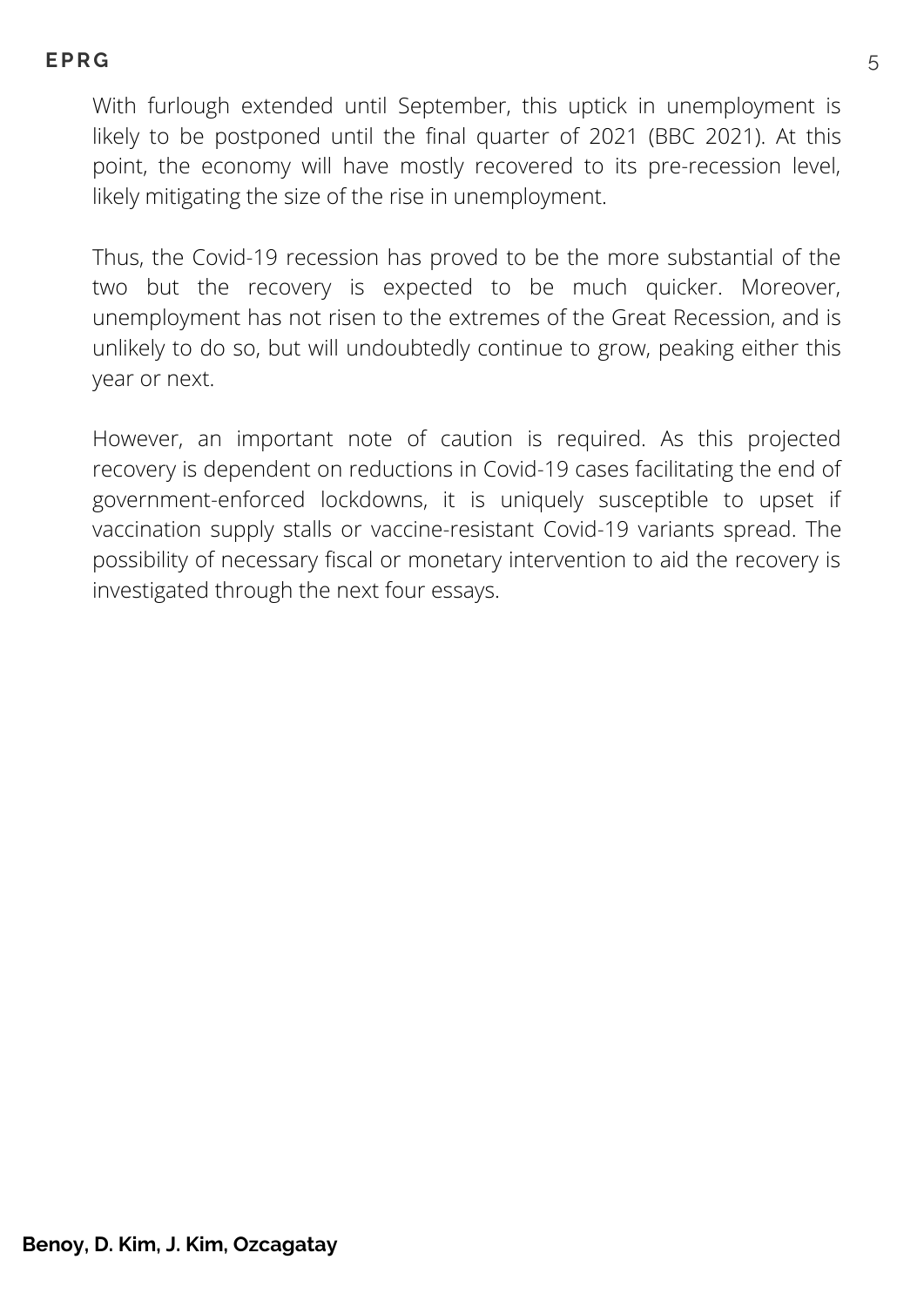With furlough extended until September, this uptick in unemployment is likely to be postponed until the final quarter of 2021 (BBC 2021). At this point, the economy will have mostly recovered to its pre-recession level, likely mitigating the size of the rise in unemployment.

Thus, the Covid-19 recession has proved to be the more substantial of the two but the recovery is expected to be much quicker. Moreover, unemployment has not risen to the extremes of the Great Recession, and is unlikely to do so, but will undoubtedly continue to grow, peaking either this year or next.

However, an important note of caution is required. As this projected recovery is dependent on reductions in Covid-19 cases facilitating the end of government-enforced lockdowns, it is uniquely susceptible to upset if vaccination supply stalls or vaccine-resistant Covid-19 variants spread. The possibility of necessary fiscal or monetary intervention to aid the recovery is investigated through the next four essays.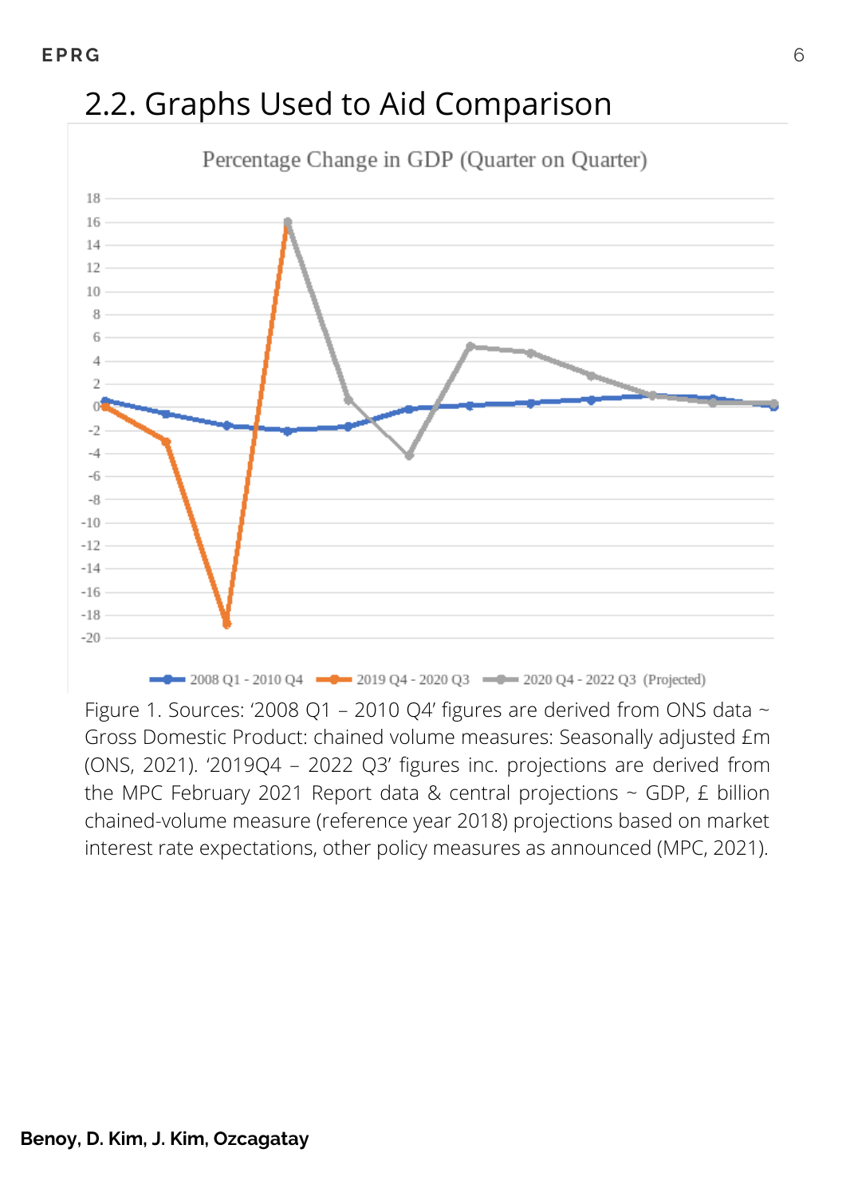## 2.2. Graphs Used to Aid Comparison

Figure 1. Sources: '2008 Q1 – 2010 Q4' figures are derived from ONS data ~ Gross Domestic Product: chained volume measures: Seasonally adjusted £m (ONS, 2021). '2019Q4 – 2022 Q3' figures inc. projections are derived from the MPC February 2021 Report data & central projections ~ GDP, £ billion chained-volume measure (reference year 2018) projections based on market interest rate expectations, other policy measures as announced (MPC, 2021).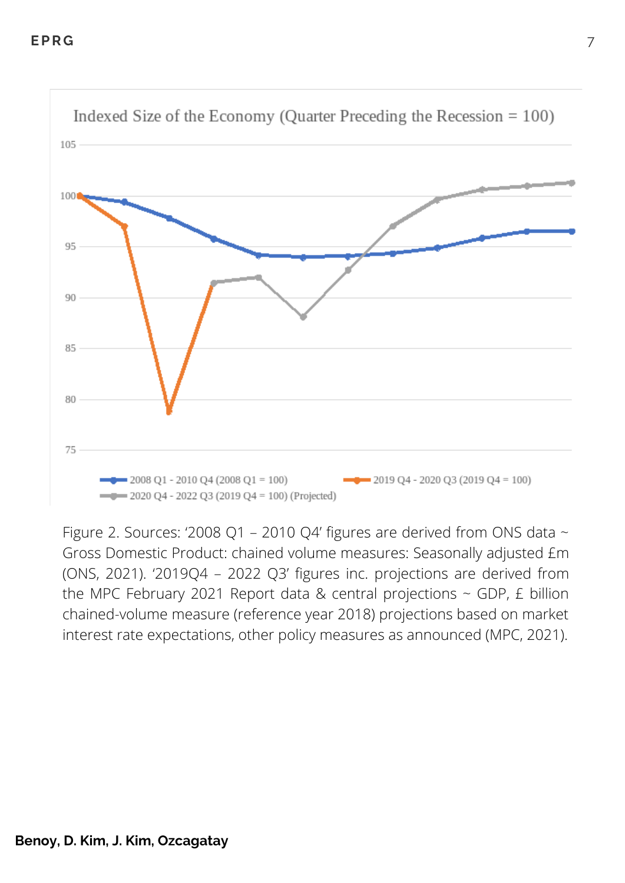Indexed Size of the Economy (Quarter Preceding the Recession = 100)

2008 Q1 - 2010 Q4 (2008 Q1 = 100)
2019 Q4 - 2020 Q3 (2019 Q4 = 100)
2020 Q4 - 2022 Q3 (2019 Q4 = 100) (Projected)

Figure 2. Sources: '2008 Q1 – 2010 Q4' figures are derived from ONS data ~ Gross Domestic Product: chained volume measures: Seasonally adjusted £m (ONS, 2021). '2019Q4 – 2022 Q3' figures inc. projections are derived from the MPC February 2021 Report data & central projections ~ GDP, £ billion chained-volume measure (reference year 2018) projections based on market interest rate expectations, other policy measures as announced (MPC, 2021).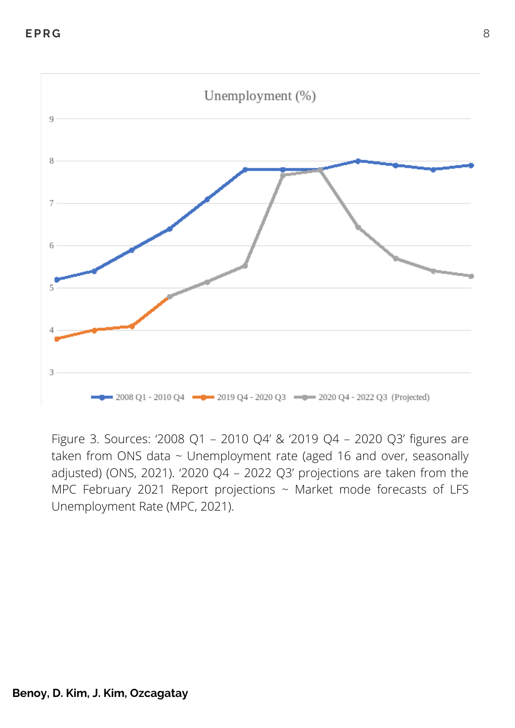Figure 3. Sources: '2008 Q1 – 2010 Q4' & '2019 Q4 – 2020 Q3' figures are taken from ONS data ~ Unemployment rate (aged 16 and over, seasonally adjusted) (ONS, 2021). '2020 Q4 – 2022 Q3' projections are taken from the MPC February 2021 Report projections ~ Market mode forecasts of LFS Unemployment Rate (MPC, 2021).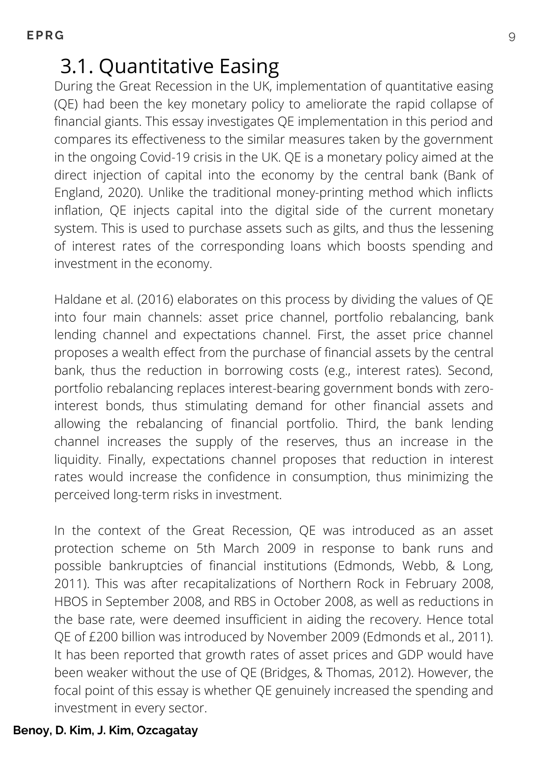## 3.1. Quantitative Easing

During the Great Recession in the UK, implementation of quantitative easing (QE) had been the key monetary policy to ameliorate the rapid collapse of financial giants. This essay investigates QE implementation in this period and compares its effectiveness to the similar measures taken by the government in the ongoing Covid-19 crisis in the UK. QE is a monetary policy aimed at the direct injection of capital into the economy by the central bank (Bank of England, 2020). Unlike the traditional money-printing method which inflicts inflation, QE injects capital into the digital side of the current monetary system. This is used to purchase assets such as gilts, and thus the lessening of interest rates of the corresponding loans which boosts spending and investment in the economy.

Haldane et al. (2016) elaborates on this process by dividing the values of QE into four main channels: asset price channel, portfolio rebalancing, bank lending channel and expectations channel. First, the asset price channel proposes a wealth effect from the purchase of financial assets by the central bank, thus the reduction in borrowing costs (e.g., interest rates). Second, portfolio rebalancing replaces interest-bearing government bonds with zero-interest bonds, thus stimulating demand for other financial assets and allowing the rebalancing of financial portfolio. Third, the bank lending channel increases the supply of the reserves, thus an increase in the liquidity. Finally, expectations channel proposes that reduction in interest rates would increase the confidence in consumption, thus minimizing the perceived long-term risks in investment.

In the context of the Great Recession, QE was introduced as an asset protection scheme on 5th March 2009 in response to bank runs and possible bankruptcies of financial institutions (Edmonds, Webb, & Long, 2011). This was after recapitalizations of Northern Rock in February 2008, HBOS in September 2008, and RBS in October 2008, as well as reductions in the base rate, were deemed insufficient in aiding the recovery. Hence total QE of £200 billion was introduced by November 2009 (Edmonds et al., 2011). It has been reported that growth rates of asset prices and GDP would have been weaker without the use of QE (Bridges, & Thomas, 2012). However, the focal point of this essay is whether QE genuinely increased the spending and investment in every sector.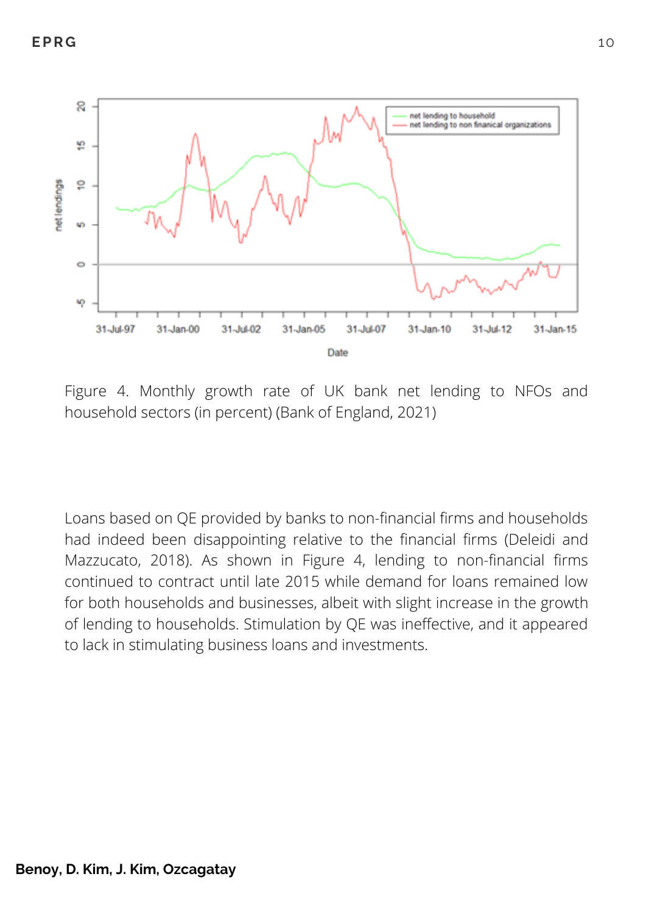Figure 4. Monthly growth rate of UK bank net lending to NFOs and household sectors (in percent) (Bank of England, 2021)

Loans based on QE provided by banks to non-financial firms and households had indeed been disappointing relative to the financial firms (Deleidi and Mazzucato, 2018). As shown in Figure 4, lending to non-financial firms continued to contract until late 2015 while demand for loans remained low for both households and businesses, albeit with slight increase in the growth of lending to households. Stimulation by QE was ineffective, and it appeared to lack in stimulating business loans and investments.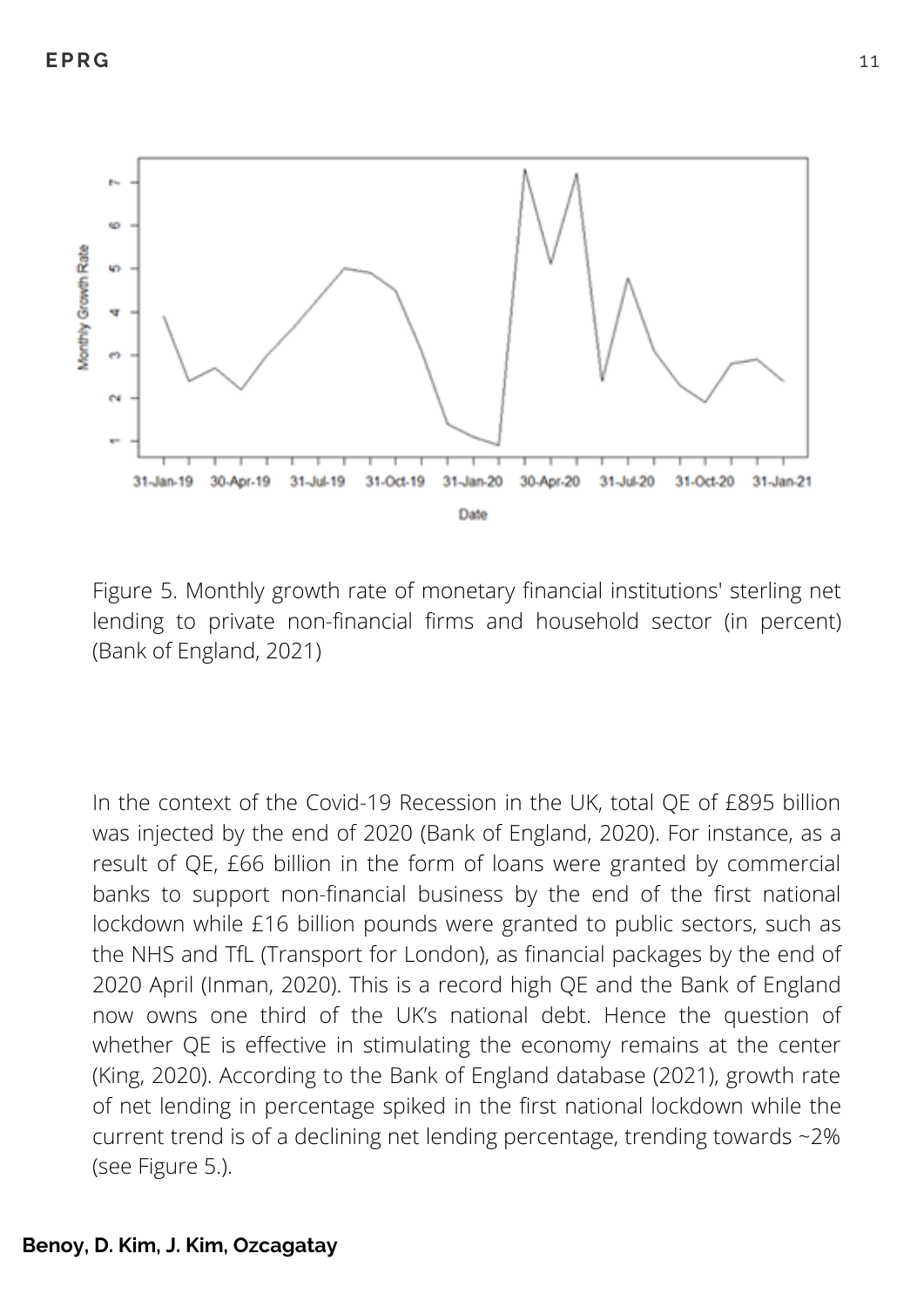Figure 5. Monthly growth rate of monetary financial institutions' sterling net lending to private non-financial firms and household sector (in percent) (Bank of England, 2021)

In the context of the Covid-19 Recession in the UK, total QE of £895 billion was injected by the end of 2020 (Bank of England, 2020). For instance, as a result of QE, £66 billion in the form of loans were granted by commercial banks to support non-financial business by the end of the first national lockdown while £16 billion pounds were granted to public sectors, such as the NHS and TfL (Transport for London), as financial packages by the end of 2020 April (Inman, 2020). This is a record high QE and the Bank of England now owns one third of the UK's national debt. Hence the question of whether QE is effective in stimulating the economy remains at the center (King, 2020). According to the Bank of England database (2021), growth rate of net lending in percentage spiked in the first national lockdown while the current trend is of a declining net lending percentage, trending towards ~2% (see Figure 5.).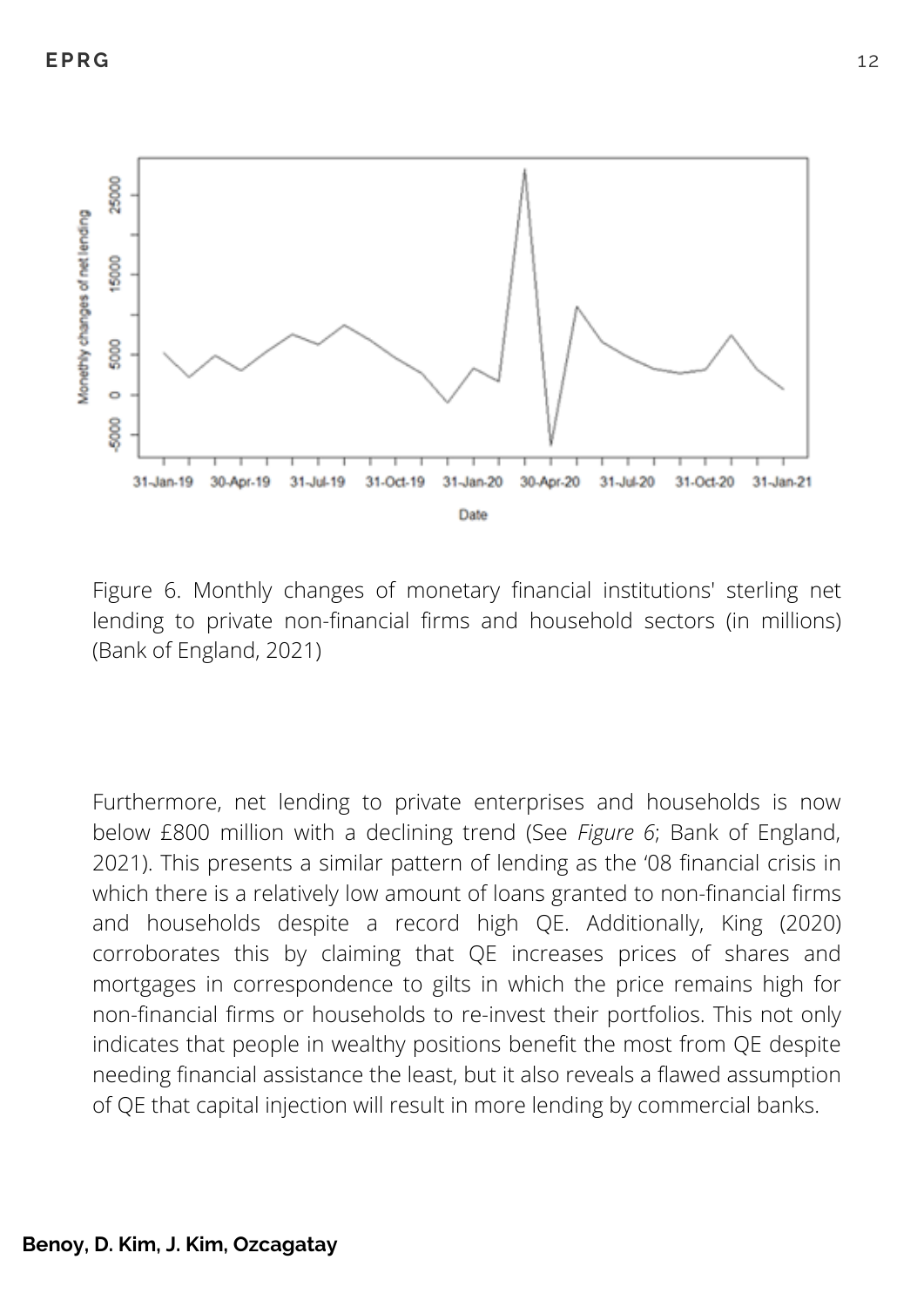Figure 6. Monthly changes of monetary financial institutions' sterling net lending to private non-financial firms and household sectors (in millions) (Bank of England, 2021)

Furthermore, net lending to private enterprises and households is now below £800 million with a declining trend (See *Figure 6*; Bank of England, 2021). This presents a similar pattern of lending as the '08 financial crisis in which there is a relatively low amount of loans granted to non-financial firms and households despite a record high QE. Additionally, King (2020) corroborates this by claiming that QE increases prices of shares and mortgages in correspondence to gilts in which the price remains high for non-financial firms or households to re-invest their portfolios. This not only indicates that people in wealthy positions benefit the most from QE despite needing financial assistance the least, but it also reveals a flawed assumption of QE that capital injection will result in more lending by commercial banks.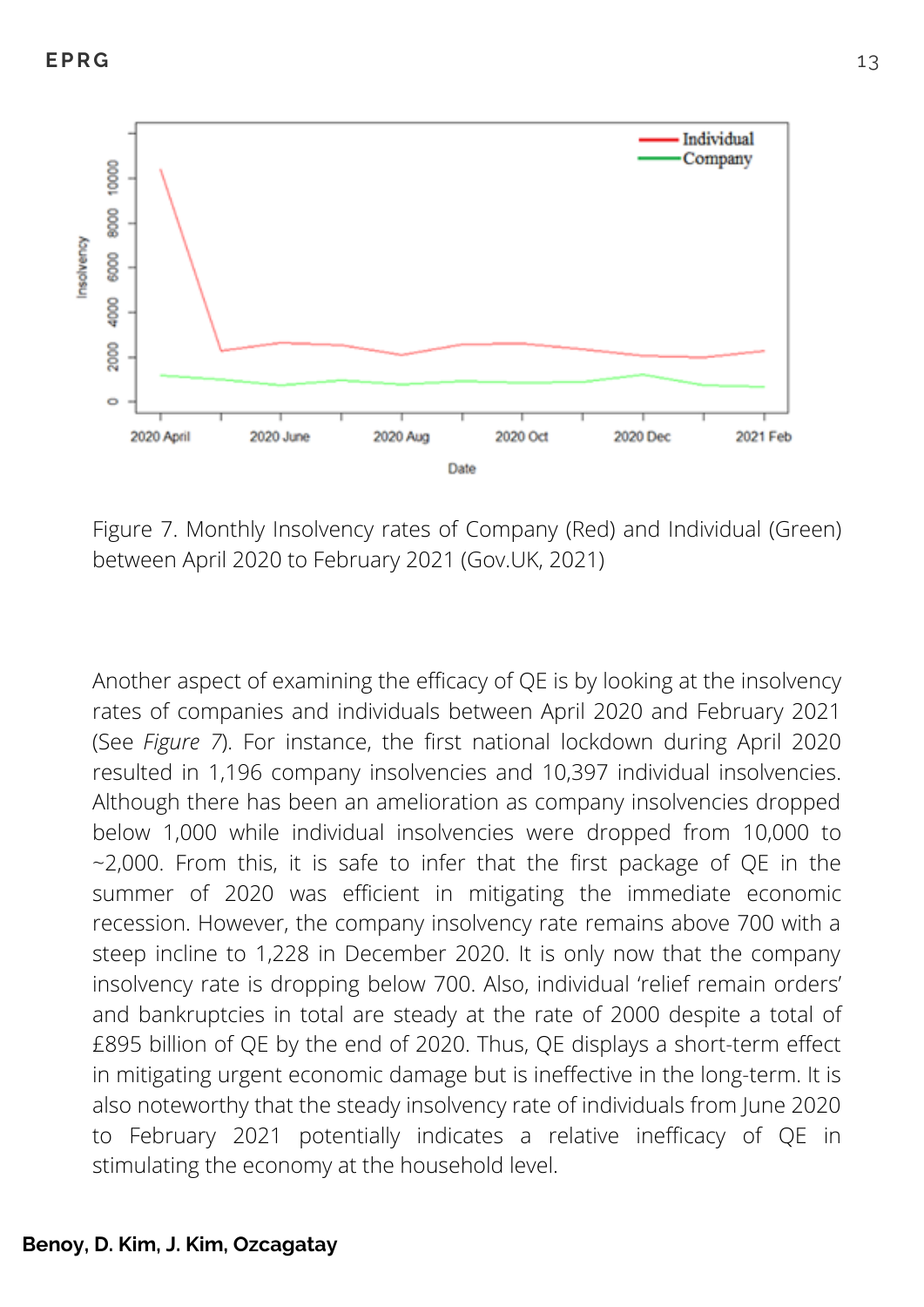Figure 7. Monthly Insolvency rates of Company (Red) and Individual (Green) between April 2020 to February 2021 (Gov.UK, 2021)

Another aspect of examining the efficacy of QE is by looking at the insolvency rates of companies and individuals between April 2020 and February 2021 (See *Figure 7*). For instance, the first national lockdown during April 2020 resulted in 1,196 company insolvencies and 10,397 individual insolvencies. Although there has been an amelioration as company insolvencies dropped below 1,000 while individual insolvencies were dropped from 10,000 to ~2,000. From this, it is safe to infer that the first package of QE in the summer of 2020 was efficient in mitigating the immediate economic recession. However, the company insolvency rate remains above 700 with a steep incline to 1,228 in December 2020. It is only now that the company insolvency rate is dropping below 700. Also, individual 'relief remain orders' and bankruptcies in total are steady at the rate of 2000 despite a total of £895 billion of QE by the end of 2020. Thus, QE displays a short-term effect in mitigating urgent economic damage but is ineffective in the long-term. It is also noteworthy that the steady insolvency rate of individuals from June 2020 to February 2021 potentially indicates a relative inefficacy of QE in stimulating the economy at the household level.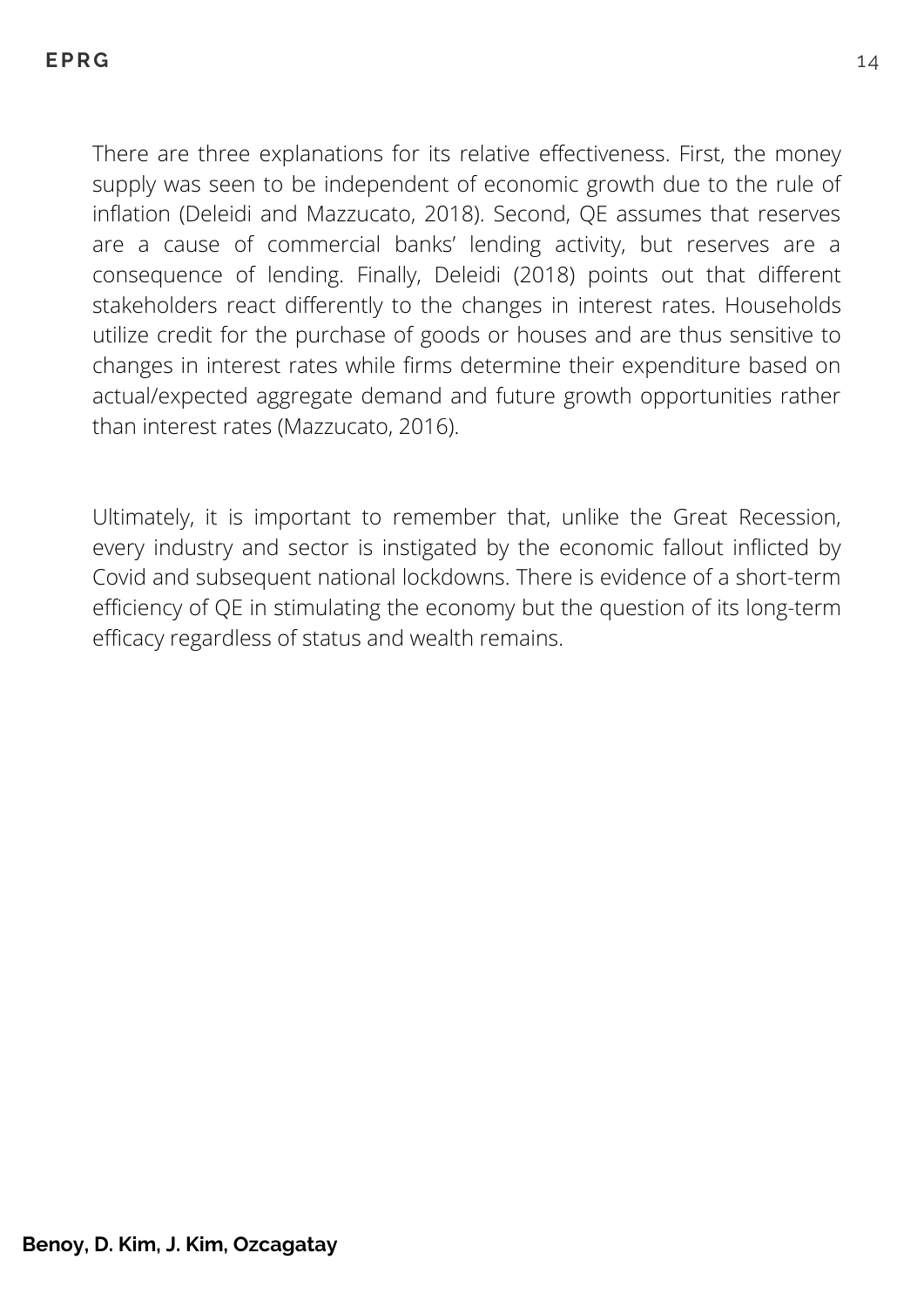There are three explanations for its relative effectiveness. First, the money supply was seen to be independent of economic growth due to the rule of inflation (Deleidi and Mazzucato, 2018). Second, QE assumes that reserves are a cause of commercial banks' lending activity, but reserves are a consequence of lending. Finally, Deleidi (2018) points out that different stakeholders react differently to the changes in interest rates. Households utilize credit for the purchase of goods or houses and are thus sensitive to changes in interest rates while firms determine their expenditure based on actual/expected aggregate demand and future growth opportunities rather than interest rates (Mazzucato, 2016).

Ultimately, it is important to remember that, unlike the Great Recession, every industry and sector is instigated by the economic fallout inflicted by Covid and subsequent national lockdowns. There is evidence of a short-term efficiency of QE in stimulating the economy but the question of its long-term efficacy regardless of status and wealth remains.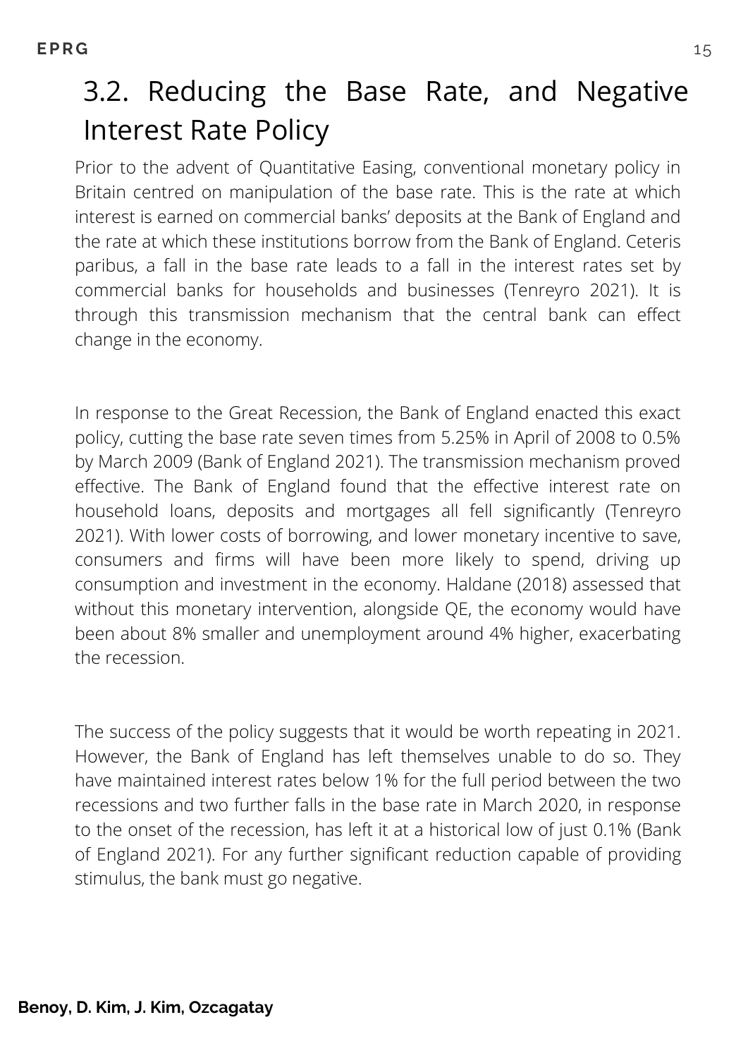## 3.2. Reducing the Base Rate, and Negative Interest Rate Policy

Prior to the advent of Quantitative Easing, conventional monetary policy in Britain centred on manipulation of the base rate. This is the rate at which interest is earned on commercial banks' deposits at the Bank of England and the rate at which these institutions borrow from the Bank of England. Ceteris paribus, a fall in the base rate leads to a fall in the interest rates set by commercial banks for households and businesses (Tenreyro 2021). It is through this transmission mechanism that the central bank can effect change in the economy.

In response to the Great Recession, the Bank of England enacted this exact policy, cutting the base rate seven times from 5.25% in April of 2008 to 0.5% by March 2009 (Bank of England 2021). The transmission mechanism proved effective. The Bank of England found that the effective interest rate on household loans, deposits and mortgages all fell significantly (Tenreyro 2021). With lower costs of borrowing, and lower monetary incentive to save, consumers and firms will have been more likely to spend, driving up consumption and investment in the economy. Haldane (2018) assessed that without this monetary intervention, alongside QE, the economy would have been about 8% smaller and unemployment around 4% higher, exacerbating the recession.

The success of the policy suggests that it would be worth repeating in 2021. However, the Bank of England has left themselves unable to do so. They have maintained interest rates below 1% for the full period between the two recessions and two further falls in the base rate in March 2020, in response to the onset of the recession, has left it at a historical low of just 0.1% (Bank of England 2021). For any further significant reduction capable of providing stimulus, the bank must go negative.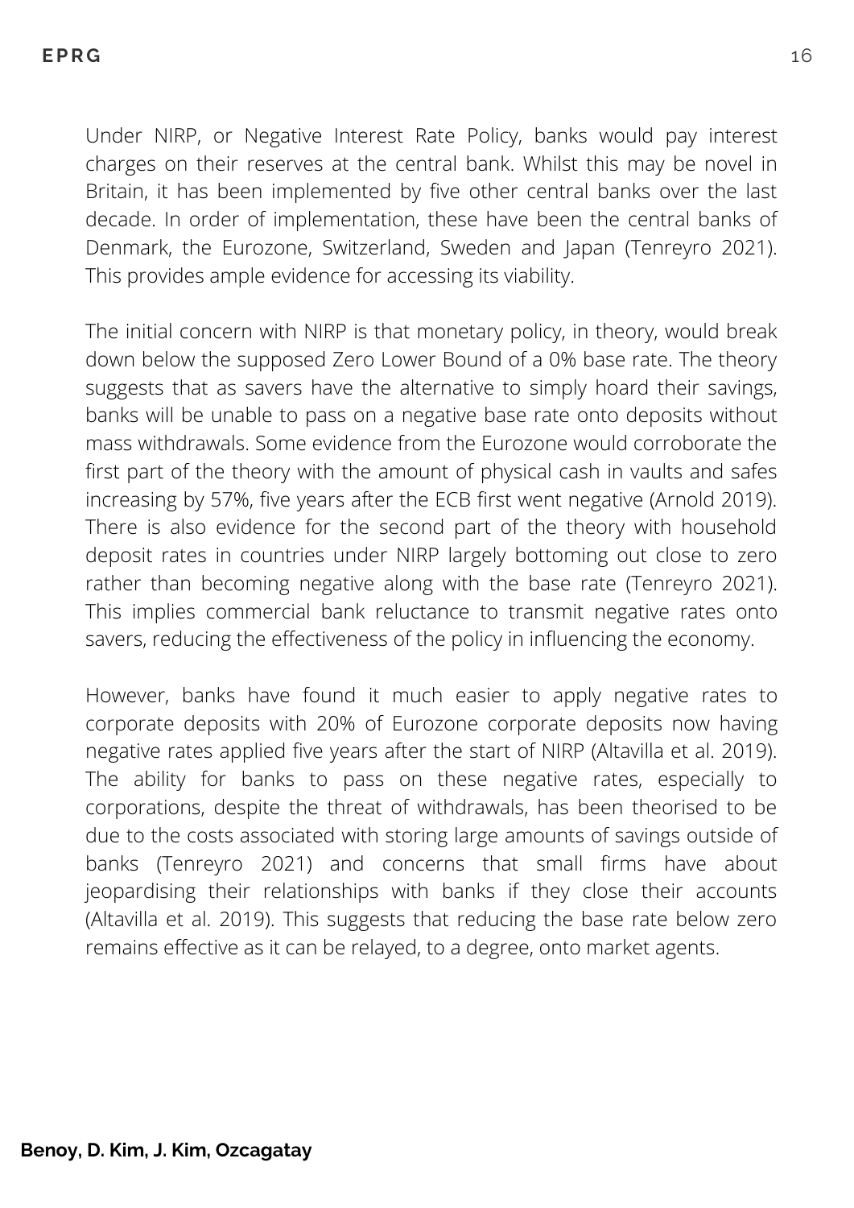Under NIRP, or Negative Interest Rate Policy, banks would pay interest charges on their reserves at the central bank. Whilst this may be novel in Britain, it has been implemented by five other central banks over the last decade. In order of implementation, these have been the central banks of Denmark, the Eurozone, Switzerland, Sweden and Japan (Tenreyro 2021). This provides ample evidence for accessing its viability.

The initial concern with NIRP is that monetary policy, in theory, would break down below the supposed Zero Lower Bound of a 0% base rate. The theory suggests that as savers have the alternative to simply hoard their savings, banks will be unable to pass on a negative base rate onto deposits without mass withdrawals. Some evidence from the Eurozone would corroborate the first part of the theory with the amount of physical cash in vaults and safes increasing by 57%, five years after the ECB first went negative (Arnold 2019). There is also evidence for the second part of the theory with household deposit rates in countries under NIRP largely bottoming out close to zero rather than becoming negative along with the base rate (Tenreyro 2021). This implies commercial bank reluctance to transmit negative rates onto savers, reducing the effectiveness of the policy in influencing the economy.

However, banks have found it much easier to apply negative rates to corporate deposits with 20% of Eurozone corporate deposits now having negative rates applied five years after the start of NIRP (Altavilla et al. 2019). The ability for banks to pass on these negative rates, especially to corporations, despite the threat of withdrawals, has been theorised to be due to the costs associated with storing large amounts of savings outside of banks (Tenreyro 2021) and concerns that small firms have about jeopardising their relationships with banks if they close their accounts (Altavilla et al. 2019). This suggests that reducing the base rate below zero remains effective as it can be relayed, to a degree, onto market agents.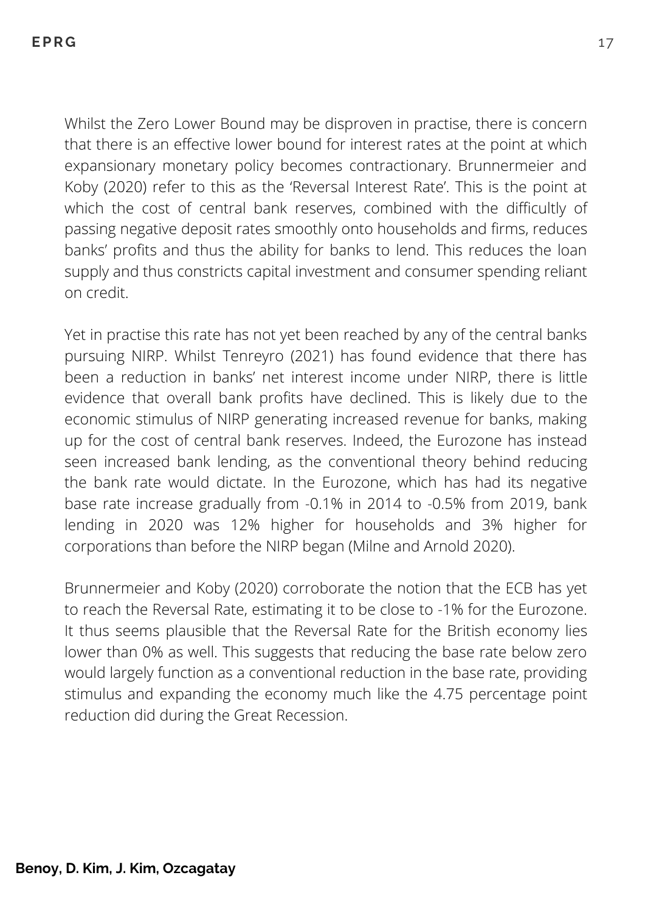Whilst the Zero Lower Bound may be disproven in practise, there is concern that there is an effective lower bound for interest rates at the point at which expansionary monetary policy becomes contractionary. Brunnermeier and Koby (2020) refer to this as the 'Reversal Interest Rate'. This is the point at which the cost of central bank reserves, combined with the difficultly of passing negative deposit rates smoothly onto households and firms, reduces banks' profits and thus the ability for banks to lend. This reduces the loan supply and thus constricts capital investment and consumer spending reliant on credit.

Yet in practise this rate has not yet been reached by any of the central banks pursuing NIRP. Whilst Tenreyro (2021) has found evidence that there has been a reduction in banks' net interest income under NIRP, there is little evidence that overall bank profits have declined. This is likely due to the economic stimulus of NIRP generating increased revenue for banks, making up for the cost of central bank reserves. Indeed, the Eurozone has instead seen increased bank lending, as the conventional theory behind reducing the bank rate would dictate. In the Eurozone, which has had its negative base rate increase gradually from -0.1% in 2014 to -0.5% from 2019, bank lending in 2020 was 12% higher for households and 3% higher for corporations than before the NIRP began (Milne and Arnold 2020).

Brunnermeier and Koby (2020) corroborate the notion that the ECB has yet to reach the Reversal Rate, estimating it to be close to -1% for the Eurozone. It thus seems plausible that the Reversal Rate for the British economy lies lower than 0% as well. This suggests that reducing the base rate below zero would largely function as a conventional reduction in the base rate, providing stimulus and expanding the economy much like the 4.75 percentage point reduction did during the Great Recession.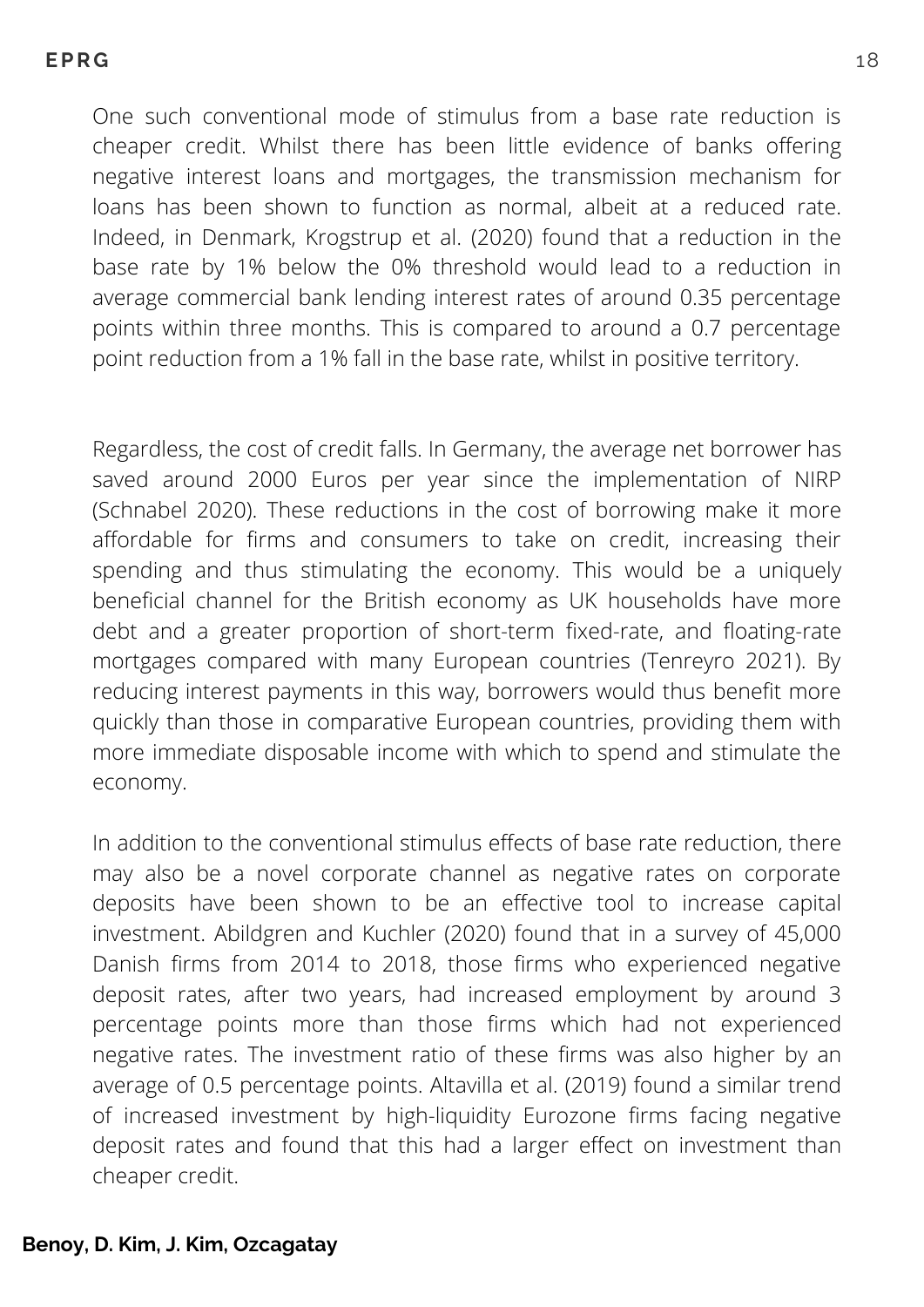One such conventional mode of stimulus from a base rate reduction is cheaper credit. Whilst there has been little evidence of banks offering negative interest loans and mortgages, the transmission mechanism for loans has been shown to function as normal, albeit at a reduced rate. Indeed, in Denmark, Krogstrup et al. (2020) found that a reduction in the base rate by 1% below the 0% threshold would lead to a reduction in average commercial bank lending interest rates of around 0.35 percentage points within three months. This is compared to around a 0.7 percentage point reduction from a 1% fall in the base rate, whilst in positive territory.

Regardless, the cost of credit falls. In Germany, the average net borrower has saved around 2000 Euros per year since the implementation of NIRP (Schnabel 2020). These reductions in the cost of borrowing make it more affordable for firms and consumers to take on credit, increasing their spending and thus stimulating the economy. This would be a uniquely beneficial channel for the British economy as UK households have more debt and a greater proportion of short-term fixed-rate, and floating-rate mortgages compared with many European countries (Tenreyro 2021). By reducing interest payments in this way, borrowers would thus benefit more quickly than those in comparative European countries, providing them with more immediate disposable income with which to spend and stimulate the economy.

In addition to the conventional stimulus effects of base rate reduction, there may also be a novel corporate channel as negative rates on corporate deposits have been shown to be an effective tool to increase capital investment. Abildgren and Kuchler (2020) found that in a survey of 45,000 Danish firms from 2014 to 2018, those firms who experienced negative deposit rates, after two years, had increased employment by around 3 percentage points more than those firms which had not experienced negative rates. The investment ratio of these firms was also higher by an average of 0.5 percentage points. Altavilla et al. (2019) found a similar trend of increased investment by high-liquidity Eurozone firms facing negative deposit rates and found that this had a larger effect on investment than cheaper credit.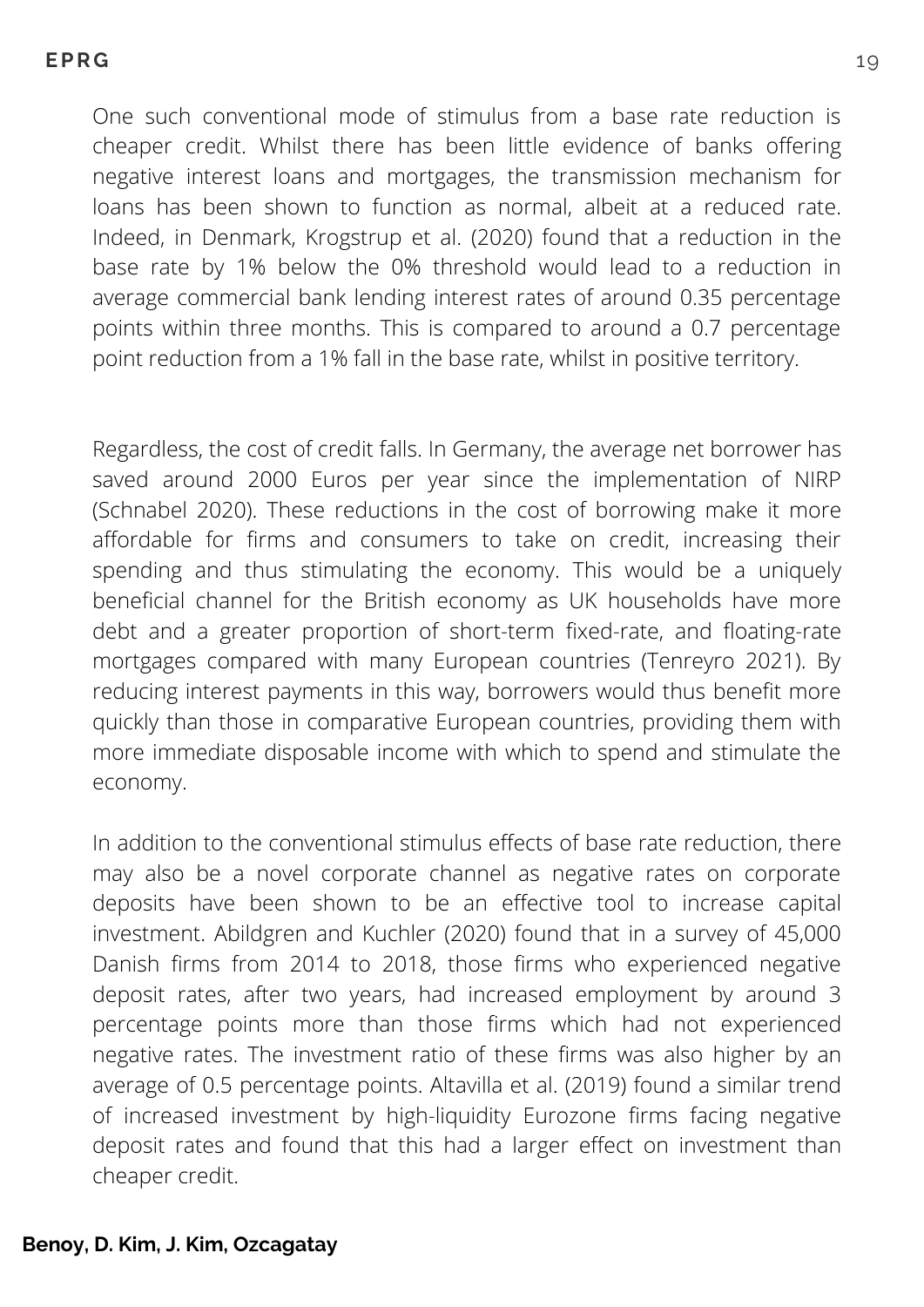One such conventional mode of stimulus from a base rate reduction is cheaper credit. Whilst there has been little evidence of banks offering negative interest loans and mortgages, the transmission mechanism for loans has been shown to function as normal, albeit at a reduced rate. Indeed, in Denmark, Krogstrup et al. (2020) found that a reduction in the base rate by 1% below the 0% threshold would lead to a reduction in average commercial bank lending interest rates of around 0.35 percentage points within three months. This is compared to around a 0.7 percentage point reduction from a 1% fall in the base rate, whilst in positive territory.

Regardless, the cost of credit falls. In Germany, the average net borrower has saved around 2000 Euros per year since the implementation of NIRP (Schnabel 2020). These reductions in the cost of borrowing make it more affordable for firms and consumers to take on credit, increasing their spending and thus stimulating the economy. This would be a uniquely beneficial channel for the British economy as UK households have more debt and a greater proportion of short-term fixed-rate, and floating-rate mortgages compared with many European countries (Tenreyro 2021). By reducing interest payments in this way, borrowers would thus benefit more quickly than those in comparative European countries, providing them with more immediate disposable income with which to spend and stimulate the economy.

In addition to the conventional stimulus effects of base rate reduction, there may also be a novel corporate channel as negative rates on corporate deposits have been shown to be an effective tool to increase capital investment. Abildgren and Kuchler (2020) found that in a survey of 45,000 Danish firms from 2014 to 2018, those firms who experienced negative deposit rates, after two years, had increased employment by around 3 percentage points more than those firms which had not experienced negative rates. The investment ratio of these firms was also higher by an average of 0.5 percentage points. Altavilla et al. (2019) found a similar trend of increased investment by high-liquidity Eurozone firms facing negative deposit rates and found that this had a larger effect on investment than cheaper credit.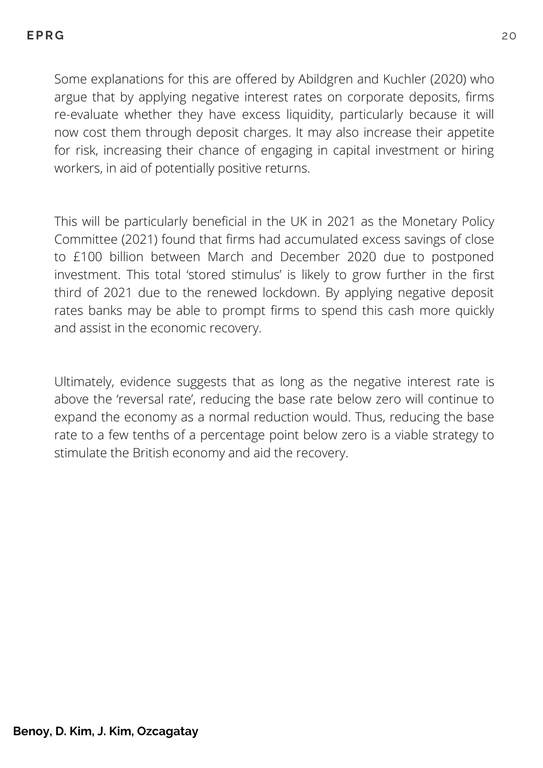Some explanations for this are offered by Abildgren and Kuchler (2020) who argue that by applying negative interest rates on corporate deposits, firms re-evaluate whether they have excess liquidity, particularly because it will now cost them through deposit charges. It may also increase their appetite for risk, increasing their chance of engaging in capital investment or hiring workers, in aid of potentially positive returns.

This will be particularly beneficial in the UK in 2021 as the Monetary Policy Committee (2021) found that firms had accumulated excess savings of close to £100 billion between March and December 2020 due to postponed investment. This total 'stored stimulus' is likely to grow further in the first third of 2021 due to the renewed lockdown. By applying negative deposit rates banks may be able to prompt firms to spend this cash more quickly and assist in the economic recovery.

Ultimately, evidence suggests that as long as the negative interest rate is above the 'reversal rate', reducing the base rate below zero will continue to expand the economy as a normal reduction would. Thus, reducing the base rate to a few tenths of a percentage point below zero is a viable strategy to stimulate the British economy and aid the recovery.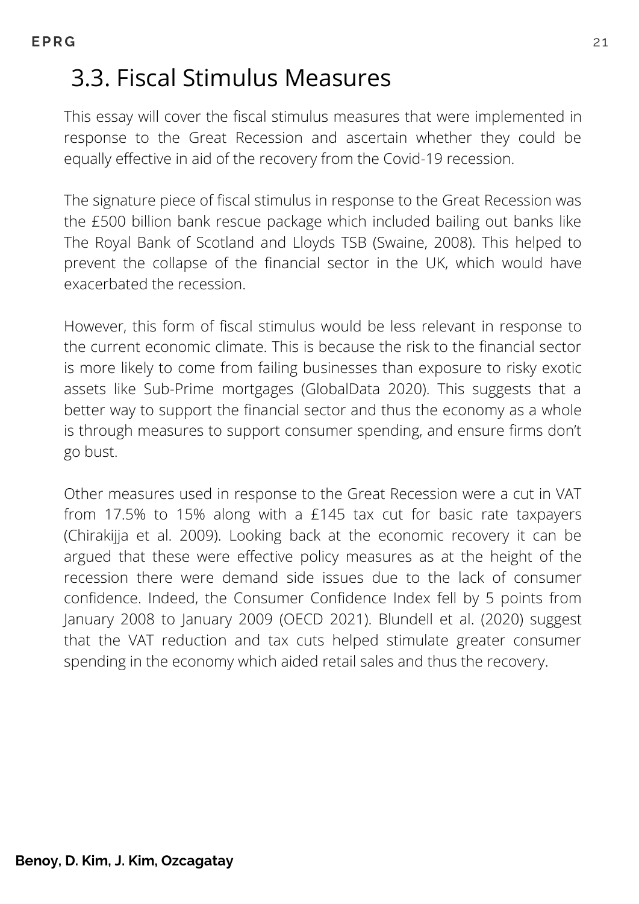## 3.3. Fiscal Stimulus Measures

This essay will cover the fiscal stimulus measures that were implemented in response to the Great Recession and ascertain whether they could be equally effective in aid of the recovery from the Covid-19 recession.

The signature piece of fiscal stimulus in response to the Great Recession was the £500 billion bank rescue package which included bailing out banks like The Royal Bank of Scotland and Lloyds TSB (Swaine, 2008). This helped to prevent the collapse of the financial sector in the UK, which would have exacerbated the recession.

However, this form of fiscal stimulus would be less relevant in response to the current economic climate. This is because the risk to the financial sector is more likely to come from failing businesses than exposure to risky exotic assets like Sub-Prime mortgages (GlobalData 2020). This suggests that a better way to support the financial sector and thus the economy as a whole is through measures to support consumer spending, and ensure firms don't go bust.

Other measures used in response to the Great Recession were a cut in VAT from 17.5% to 15% along with a £145 tax cut for basic rate taxpayers (Chirakijja et al. 2009). Looking back at the economic recovery it can be argued that these were effective policy measures as at the height of the recession there were demand side issues due to the lack of consumer confidence. Indeed, the Consumer Confidence Index fell by 5 points from January 2008 to January 2009 (OECD 2021). Blundell et al. (2020) suggest that the VAT reduction and tax cuts helped stimulate greater consumer spending in the economy which aided retail sales and thus the recovery.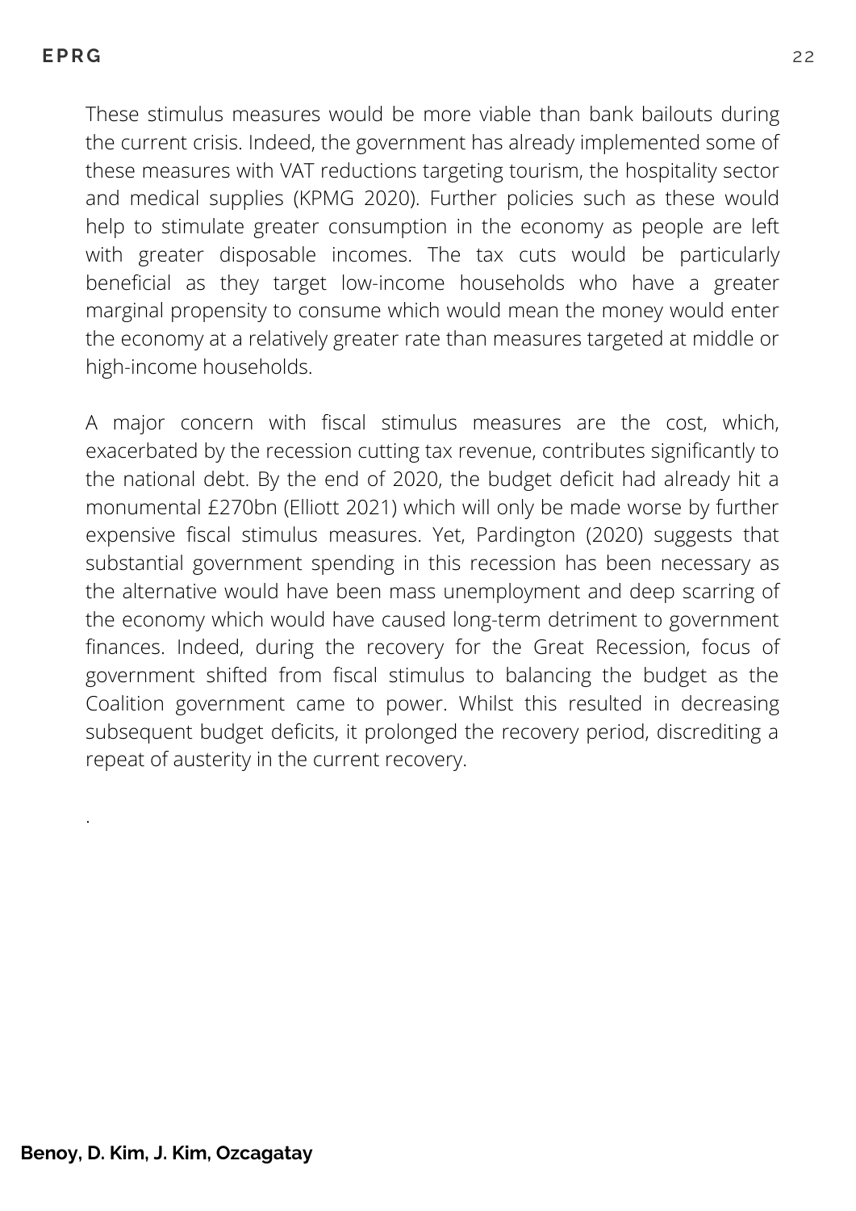These stimulus measures would be more viable than bank bailouts during the current crisis. Indeed, the government has already implemented some of these measures with VAT reductions targeting tourism, the hospitality sector and medical supplies (KPMG 2020). Further policies such as these would help to stimulate greater consumption in the economy as people are left with greater disposable incomes. The tax cuts would be particularly beneficial as they target low-income households who have a greater marginal propensity to consume which would mean the money would enter the economy at a relatively greater rate than measures targeted at middle or high-income households.

A major concern with fiscal stimulus measures are the cost, which, exacerbated by the recession cutting tax revenue, contributes significantly to the national debt. By the end of 2020, the budget deficit had already hit a monumental £270bn (Elliott 2021) which will only be made worse by further expensive fiscal stimulus measures. Yet, Pardington (2020) suggests that substantial government spending in this recession has been necessary as the alternative would have been mass unemployment and deep scarring of the economy which would have caused long-term detriment to government finances. Indeed, during the recovery for the Great Recession, focus of government shifted from fiscal stimulus to balancing the budget as the Coalition government came to power. Whilst this resulted in decreasing subsequent budget deficits, it prolonged the recovery period, discrediting a repeat of austerity in the current recovery.

.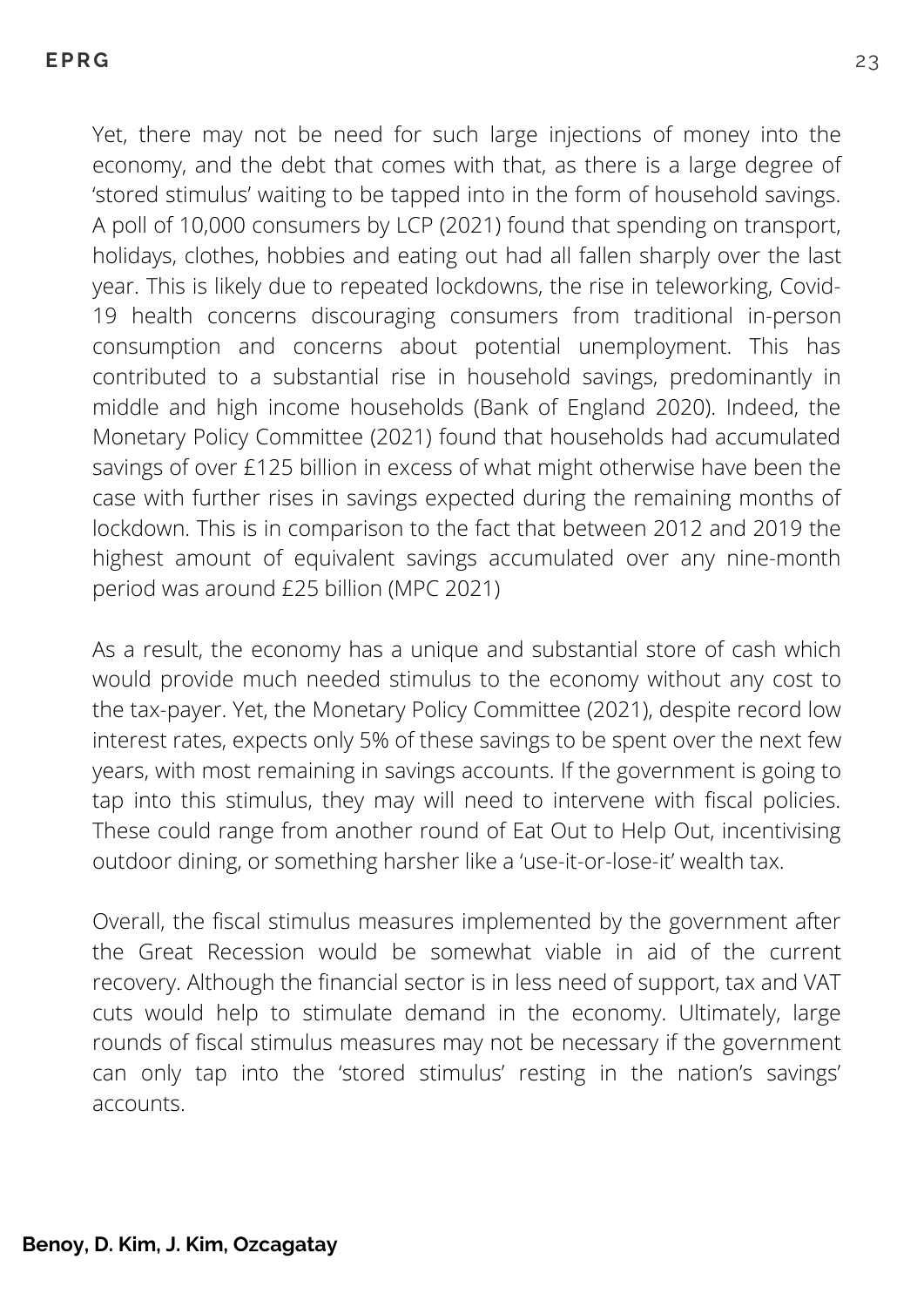Yet, there may not be need for such large injections of money into the economy, and the debt that comes with that, as there is a large degree of 'stored stimulus' waiting to be tapped into in the form of household savings. A poll of 10,000 consumers by LCP (2021) found that spending on transport, holidays, clothes, hobbies and eating out had all fallen sharply over the last year. This is likely due to repeated lockdowns, the rise in teleworking, Covid-19 health concerns discouraging consumers from traditional in-person consumption and concerns about potential unemployment. This has contributed to a substantial rise in household savings, predominantly in middle and high income households (Bank of England 2020). Indeed, the Monetary Policy Committee (2021) found that households had accumulated savings of over £125 billion in excess of what might otherwise have been the case with further rises in savings expected during the remaining months of lockdown. This is in comparison to the fact that between 2012 and 2019 the highest amount of equivalent savings accumulated over any nine-month period was around £25 billion (MPC 2021)

As a result, the economy has a unique and substantial store of cash which would provide much needed stimulus to the economy without any cost to the tax-payer. Yet, the Monetary Policy Committee (2021), despite record low interest rates, expects only 5% of these savings to be spent over the next few years, with most remaining in savings accounts. If the government is going to tap into this stimulus, they may will need to intervene with fiscal policies. These could range from another round of Eat Out to Help Out, incentivising outdoor dining, or something harsher like a 'use-it-or-lose-it' wealth tax.

Overall, the fiscal stimulus measures implemented by the government after the Great Recession would be somewhat viable in aid of the current recovery. Although the financial sector is in less need of support, tax and VAT cuts would help to stimulate demand in the economy. Ultimately, large rounds of fiscal stimulus measures may not be necessary if the government can only tap into the 'stored stimulus' resting in the nation's savings' accounts.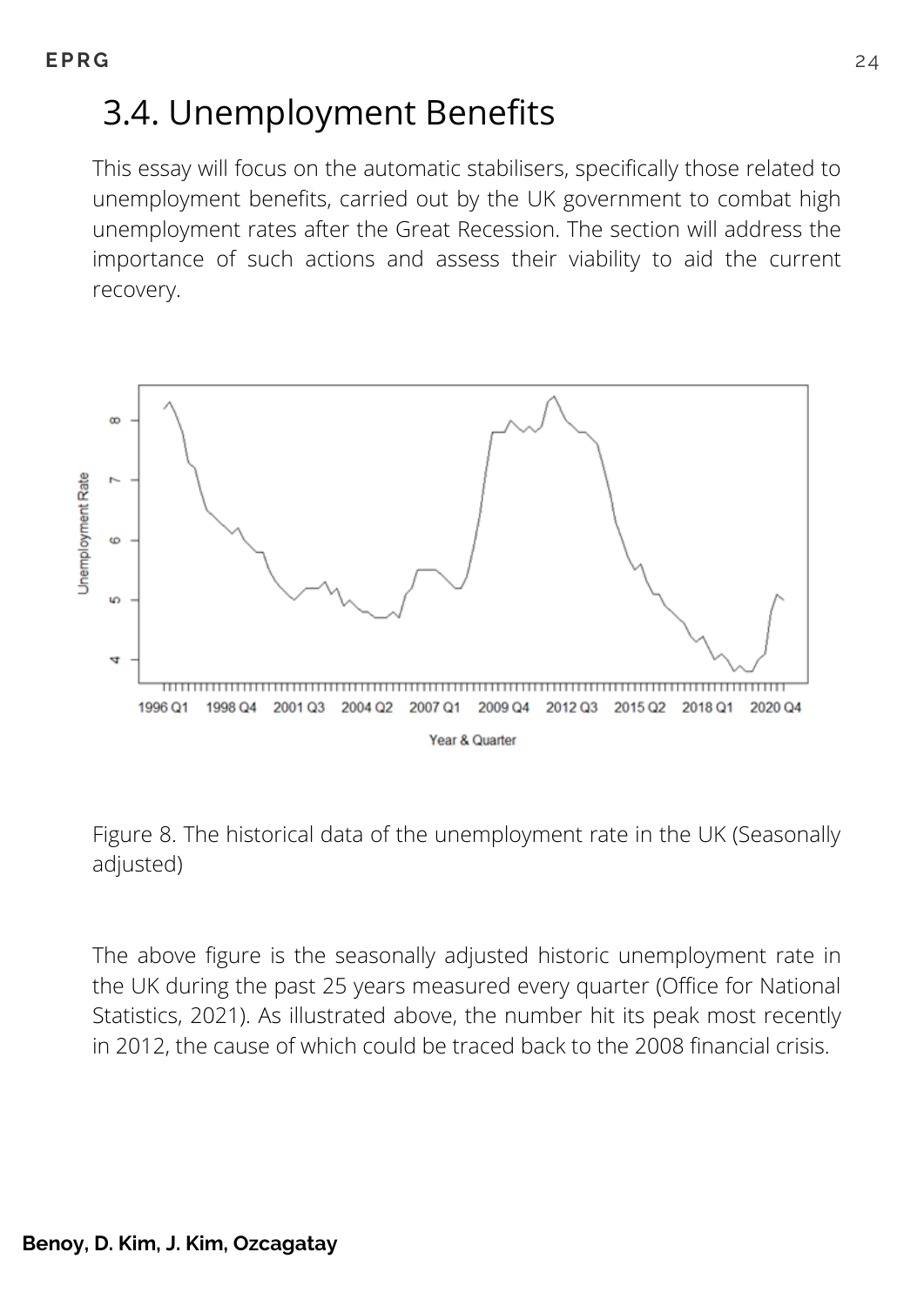# 3.4. Unemployment Benefits

This essay will focus on the automatic stabilisers, specifically those related to unemployment benefits, carried out by the UK government to combat high unemployment rates after the Great Recession. The section will address the importance of such actions and assess their viability to aid the current recovery.

Figure 8. The historical data of the unemployment rate in the UK (Seasonally adjusted)

The above figure is the seasonally adjusted historic unemployment rate in the UK during the past 25 years measured every quarter (Office for National Statistics, 2021). As illustrated above, the number hit its peak most recently in 2012, the cause of which could be traced back to the 2008 financial crisis.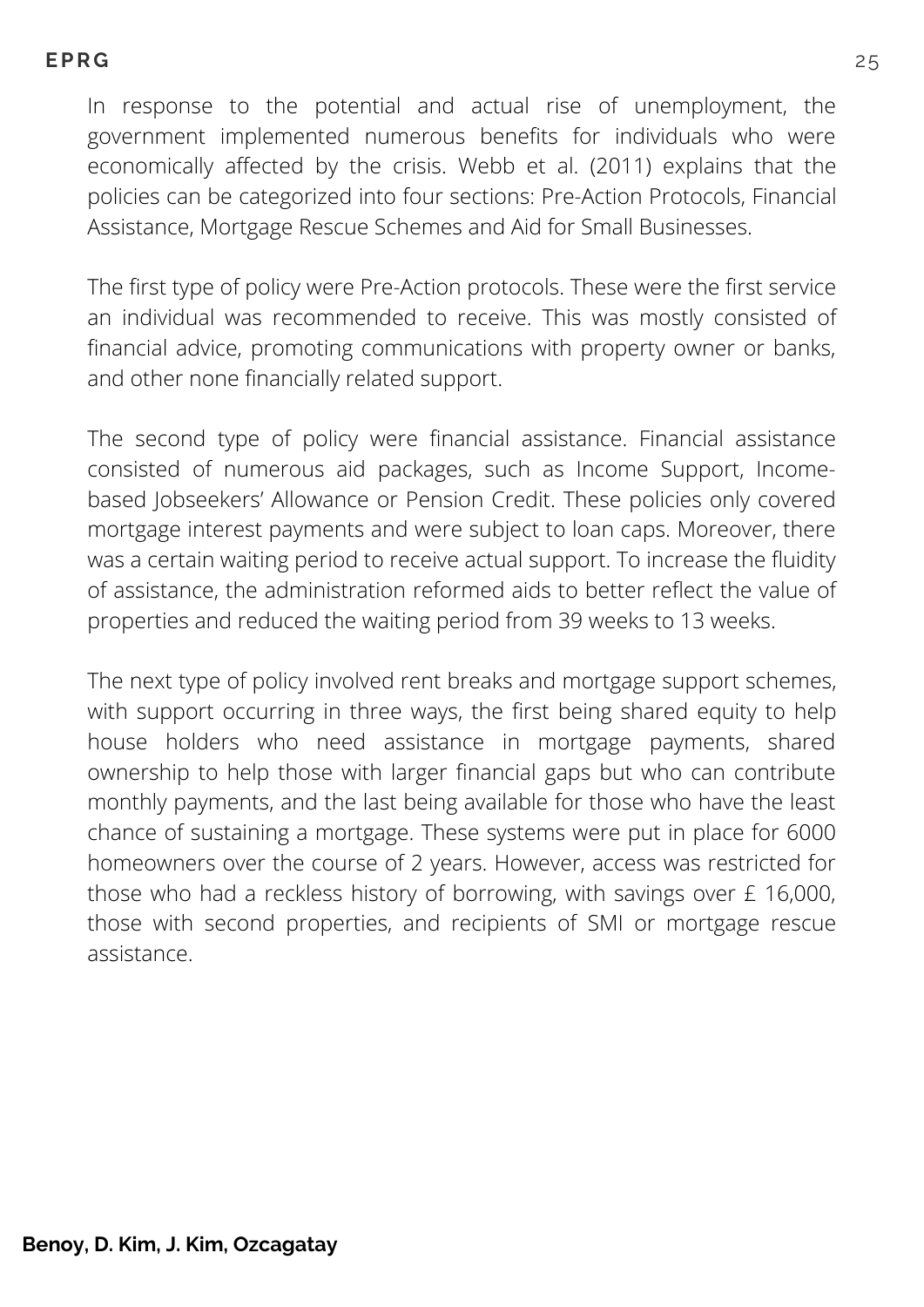In response to the potential and actual rise of unemployment, the government implemented numerous benefits for individuals who were economically affected by the crisis. Webb et al. (2011) explains that the policies can be categorized into four sections: Pre-Action Protocols, Financial Assistance, Mortgage Rescue Schemes and Aid for Small Businesses.

The first type of policy were Pre-Action protocols. These were the first service an individual was recommended to receive. This was mostly consisted of financial advice, promoting communications with property owner or banks, and other none financially related support.

The second type of policy were financial assistance. Financial assistance consisted of numerous aid packages, such as Income Support, Income-based Jobseekers' Allowance or Pension Credit. These policies only covered mortgage interest payments and were subject to loan caps. Moreover, there was a certain waiting period to receive actual support. To increase the fluidity of assistance, the administration reformed aids to better reflect the value of properties and reduced the waiting period from 39 weeks to 13 weeks.

The next type of policy involved rent breaks and mortgage support schemes, with support occurring in three ways, the first being shared equity to help house holders who need assistance in mortgage payments, shared ownership to help those with larger financial gaps but who can contribute monthly payments, and the last being available for those who have the least chance of sustaining a mortgage. These systems were put in place for 6000 homeowners over the course of 2 years. However, access was restricted for those who had a reckless history of borrowing, with savings over £ 16,000, those with second properties, and recipients of SMI or mortgage rescue assistance.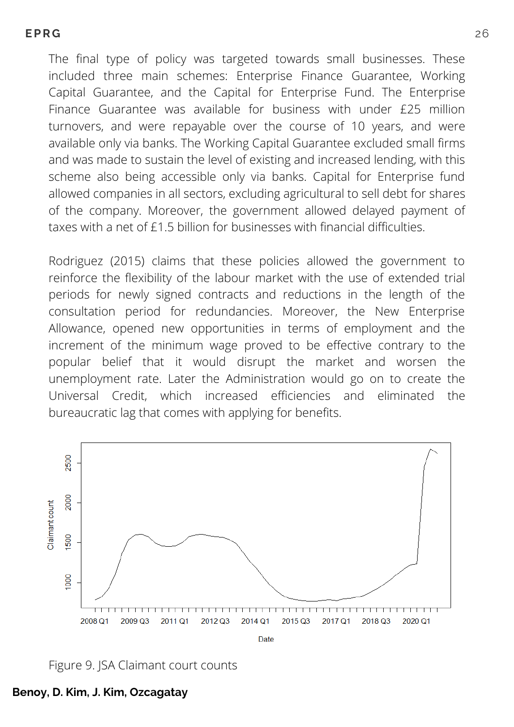The final type of policy was targeted towards small businesses. These included three main schemes: Enterprise Finance Guarantee, Working Capital Guarantee, and the Capital for Enterprise Fund. The Enterprise Finance Guarantee was available for business with under £25 million turnovers, and were repayable over the course of 10 years, and were available only via banks. The Working Capital Guarantee excluded small firms and was made to sustain the level of existing and increased lending, with this scheme also being accessible only via banks. Capital for Enterprise fund allowed companies in all sectors, excluding agricultural to sell debt for shares of the company. Moreover, the government allowed delayed payment of taxes with a net of £1.5 billion for businesses with financial difficulties.

Rodriguez (2015) claims that these policies allowed the government to reinforce the flexibility of the labour market with the use of extended trial periods for newly signed contracts and reductions in the length of the consultation period for redundancies. Moreover, the New Enterprise Allowance, opened new opportunities in terms of employment and the increment of the minimum wage proved to be effective contrary to the popular belief that it would disrupt the market and worsen the unemployment rate. Later the Administration would go on to create the Universal Credit, which increased efficiencies and eliminated the bureaucratic lag that comes with applying for benefits.

Figure 9. JSA Claimant court counts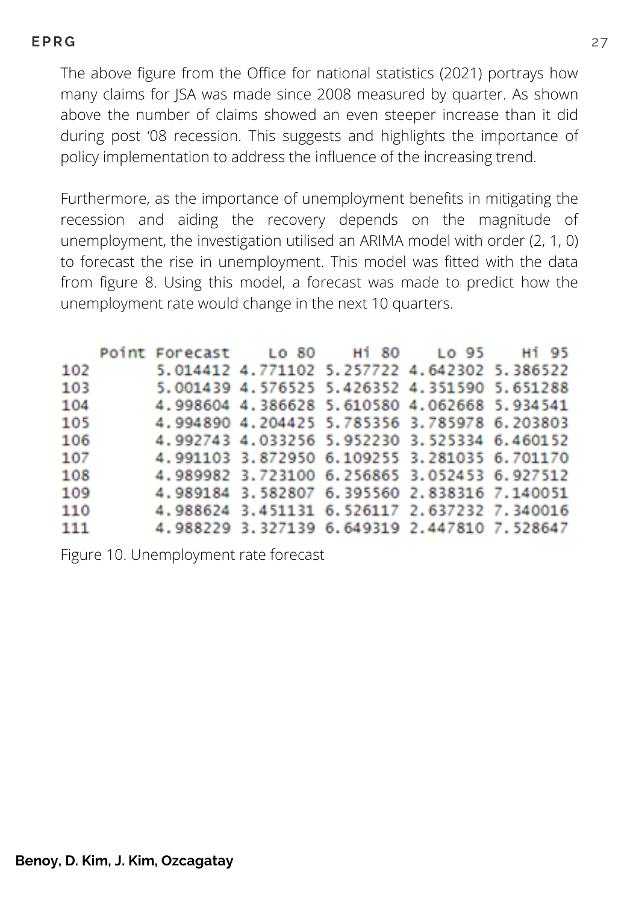The above figure from the Office for national statistics (2021) portrays how many claims for JSA was made since 2008 measured by quarter. As shown above the number of claims showed an even steeper increase than it did during post '08 recession. This suggests and highlights the importance of policy implementation to address the influence of the increasing trend.

Furthermore, as the importance of unemployment benefits in mitigating the recession and aiding the recovery depends on the magnitude of unemployment, the investigation utilised an ARIMA model with order (2, 1, 0) to forecast the rise in unemployment. This model was fitted with the data from figure 8. Using this model, a forecast was made to predict how the unemployment rate would change in the next 10 quarters.

| | Point Forecast | Lo 80 | Hi 80 | Lo 95 | Hi 95 |
|---|---|---|---|---|---|
| 102 | 5.014412 | 4.771102 | 5.257722 | 4.642302 | 5.386522 |
| 103 | 5.001439 | 4.576525 | 5.426352 | 4.351590 | 5.651288 |
| 104 | 4.998604 | 4.386628 | 5.610580 | 4.062668 | 5.934541 |
| 105 | 4.994890 | 4.204425 | 5.785356 | 3.785978 | 6.203803 |
| 106 | 4.992743 | 4.033256 | 5.952230 | 3.525334 | 6.460152 |
| 107 | 4.991103 | 3.872950 | 6.109255 | 3.281035 | 6.701170 |
| 108 | 4.989982 | 3.723100 | 6.256865 | 3.052453 | 6.927512 |
| 109 | 4.989184 | 3.582807 | 6.395560 | 2.838316 | 7.140051 |
| 110 | 4.988624 | 3.451131 | 6.526117 | 2.637232 | 7.340016 |
| 111 | 4.988229 | 3.327139 | 6.649319 | 2.447810 | 7.528647 |

Figure 10. Unemployment rate forecast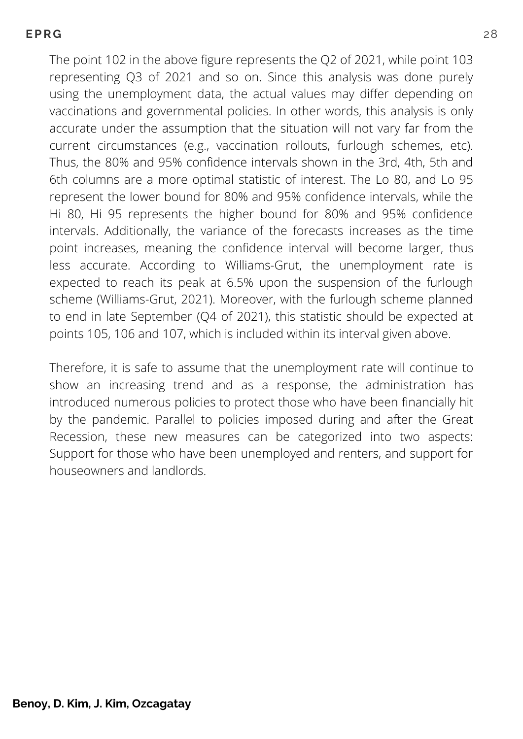The point 102 in the above figure represents the Q2 of 2021, while point 103 representing Q3 of 2021 and so on. Since this analysis was done purely using the unemployment data, the actual values may differ depending on vaccinations and governmental policies. In other words, this analysis is only accurate under the assumption that the situation will not vary far from the current circumstances (e.g., vaccination rollouts, furlough schemes, etc). Thus, the 80% and 95% confidence intervals shown in the 3rd, 4th, 5th and 6th columns are a more optimal statistic of interest. The Lo 80, and Lo 95 represent the lower bound for 80% and 95% confidence intervals, while the Hi 80, Hi 95 represents the higher bound for 80% and 95% confidence intervals. Additionally, the variance of the forecasts increases as the time point increases, meaning the confidence interval will become larger, thus less accurate. According to Williams-Grut, the unemployment rate is expected to reach its peak at 6.5% upon the suspension of the furlough scheme (Williams-Grut, 2021). Moreover, with the furlough scheme planned to end in late September (Q4 of 2021), this statistic should be expected at points 105, 106 and 107, which is included within its interval given above.

Therefore, it is safe to assume that the unemployment rate will continue to show an increasing trend and as a response, the administration has introduced numerous policies to protect those who have been financially hit by the pandemic. Parallel to policies imposed during and after the Great Recession, these new measures can be categorized into two aspects: Support for those who have been unemployed and renters, and support for houseowners and landlords.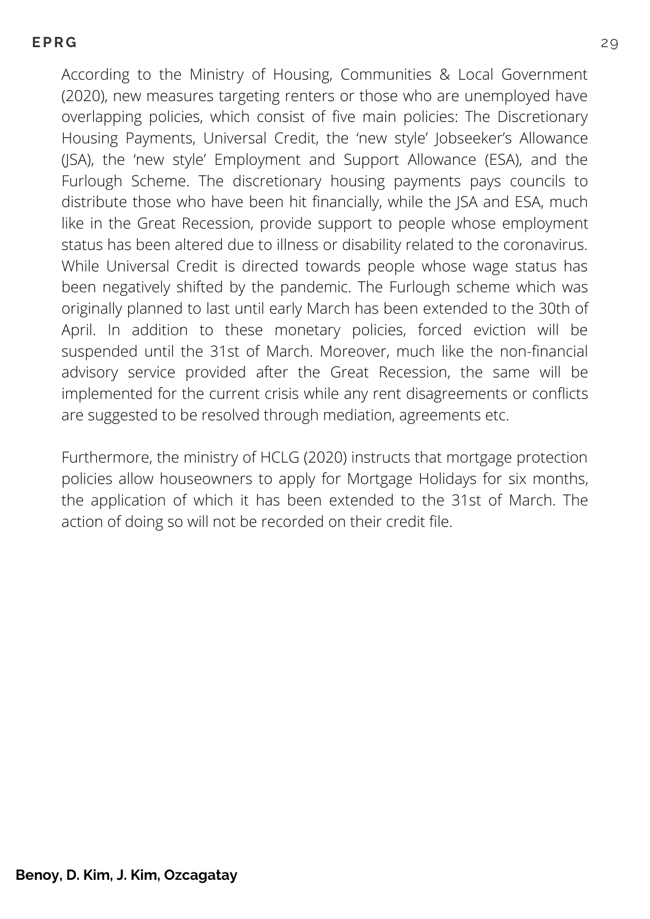According to the Ministry of Housing, Communities & Local Government (2020), new measures targeting renters or those who are unemployed have overlapping policies, which consist of five main policies: The Discretionary Housing Payments, Universal Credit, the 'new style' Jobseeker's Allowance (JSA), the 'new style' Employment and Support Allowance (ESA), and the Furlough Scheme. The discretionary housing payments pays councils to distribute those who have been hit financially, while the JSA and ESA, much like in the Great Recession, provide support to people whose employment status has been altered due to illness or disability related to the coronavirus. While Universal Credit is directed towards people whose wage status has been negatively shifted by the pandemic. The Furlough scheme which was originally planned to last until early March has been extended to the 30th of April. In addition to these monetary policies, forced eviction will be suspended until the 31st of March. Moreover, much like the non-financial advisory service provided after the Great Recession, the same will be implemented for the current crisis while any rent disagreements or conflicts are suggested to be resolved through mediation, agreements etc.

Furthermore, the ministry of HCLG (2020) instructs that mortgage protection policies allow houseowners to apply for Mortgage Holidays for six months, the application of which it has been extended to the 31st of March. The action of doing so will not be recorded on their credit file.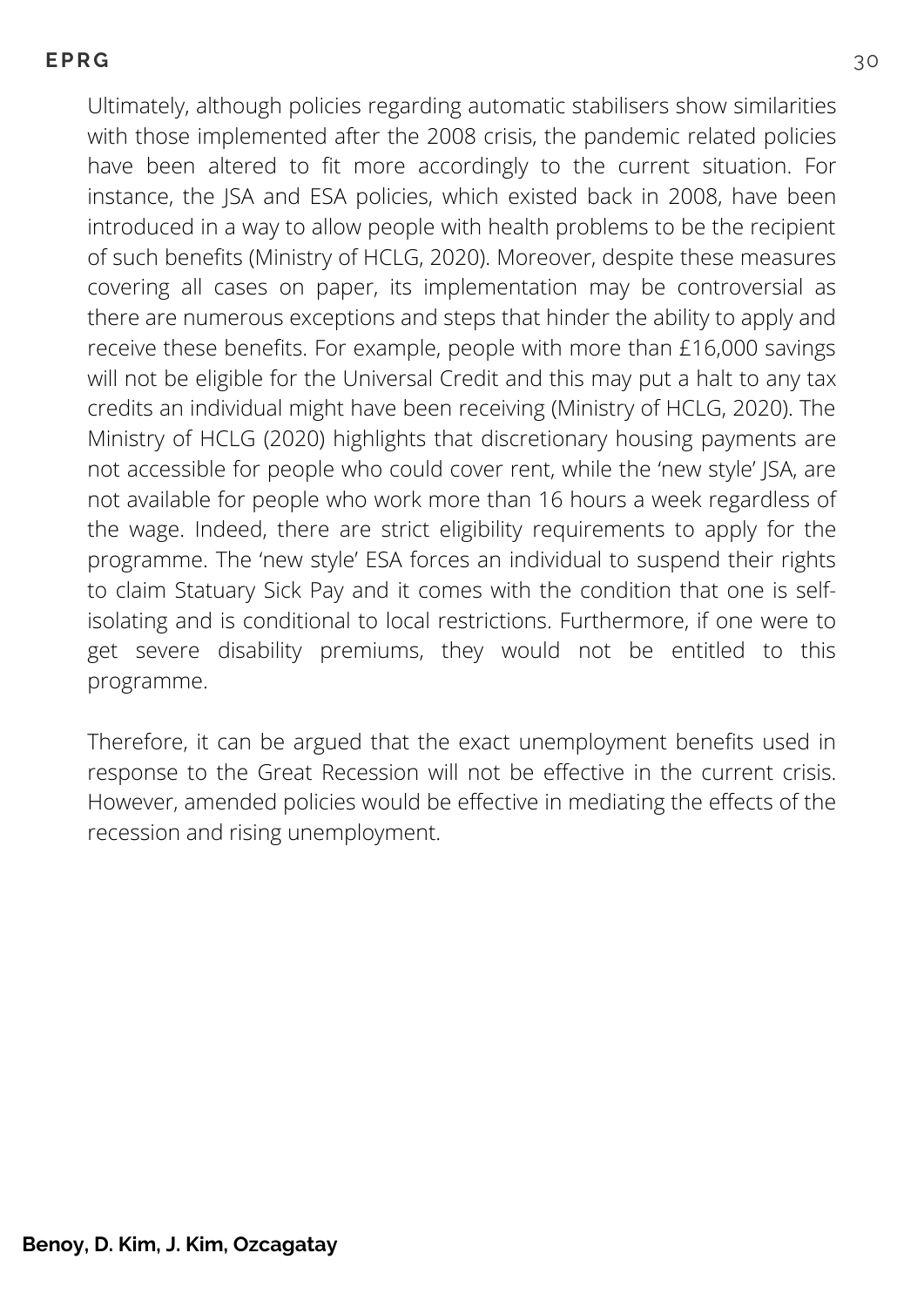Ultimately, although policies regarding automatic stabilisers show similarities with those implemented after the 2008 crisis, the pandemic related policies have been altered to fit more accordingly to the current situation. For instance, the JSA and ESA policies, which existed back in 2008, have been introduced in a way to allow people with health problems to be the recipient of such benefits (Ministry of HCLG, 2020). Moreover, despite these measures covering all cases on paper, its implementation may be controversial as there are numerous exceptions and steps that hinder the ability to apply and receive these benefits. For example, people with more than £16,000 savings will not be eligible for the Universal Credit and this may put a halt to any tax credits an individual might have been receiving (Ministry of HCLG, 2020). The Ministry of HCLG (2020) highlights that discretionary housing payments are not accessible for people who could cover rent, while the 'new style' JSA, are not available for people who work more than 16 hours a week regardless of the wage. Indeed, there are strict eligibility requirements to apply for the programme. The 'new style' ESA forces an individual to suspend their rights to claim Statuary Sick Pay and it comes with the condition that one is self-isolating and is conditional to local restrictions. Furthermore, if one were to get severe disability premiums, they would not be entitled to this programme.

Therefore, it can be argued that the exact unemployment benefits used in response to the Great Recession will not be effective in the current crisis. However, amended policies would be effective in mediating the effects of the recession and rising unemployment.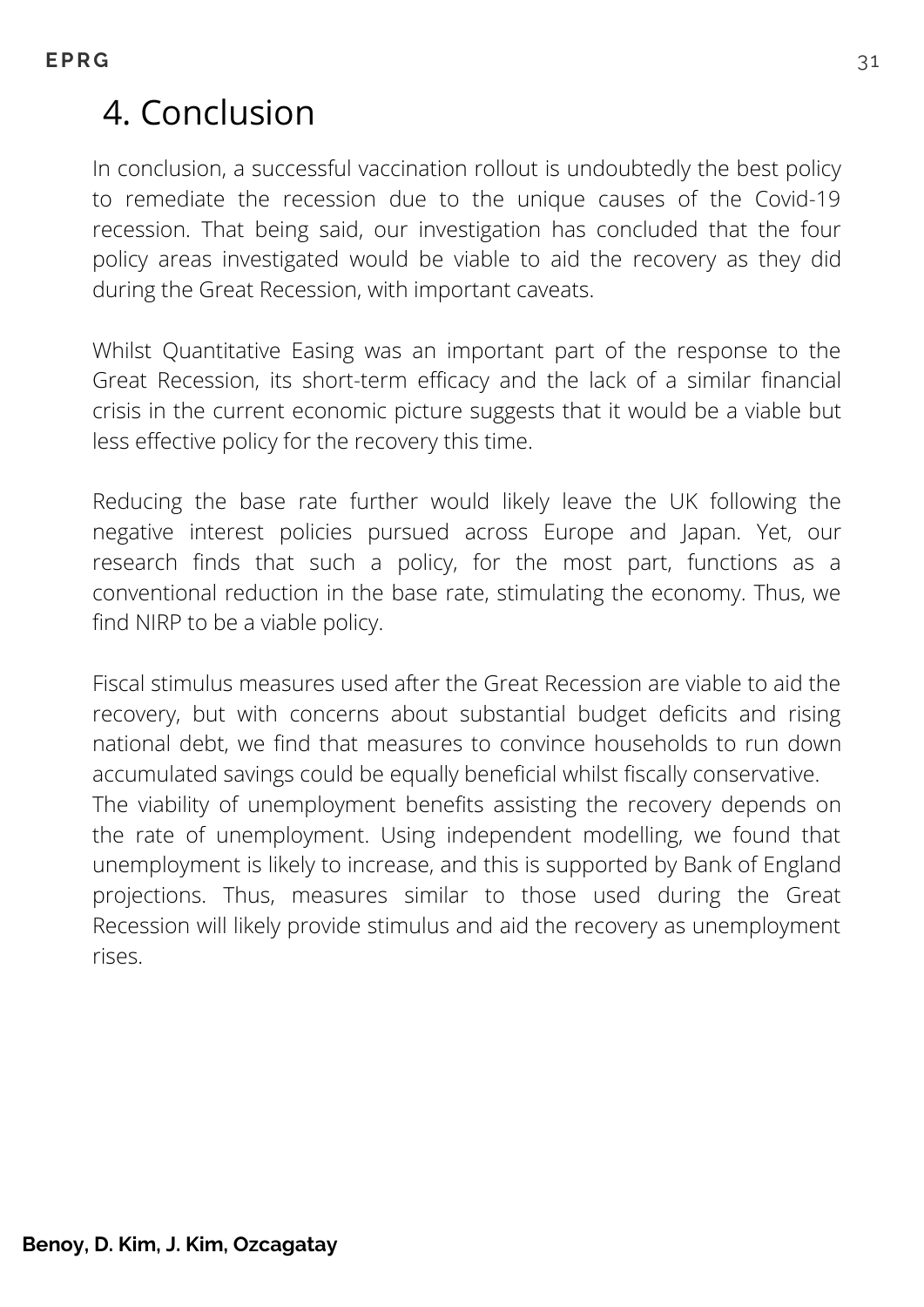# 4. Conclusion

In conclusion, a successful vaccination rollout is undoubtedly the best policy to remediate the recession due to the unique causes of the Covid-19 recession. That being said, our investigation has concluded that the four policy areas investigated would be viable to aid the recovery as they did during the Great Recession, with important caveats.

Whilst Quantitative Easing was an important part of the response to the Great Recession, its short-term efficacy and the lack of a similar financial crisis in the current economic picture suggests that it would be a viable but less effective policy for the recovery this time.

Reducing the base rate further would likely leave the UK following the negative interest policies pursued across Europe and Japan. Yet, our research finds that such a policy, for the most part, functions as a conventional reduction in the base rate, stimulating the economy. Thus, we find NIRP to be a viable policy.

Fiscal stimulus measures used after the Great Recession are viable to aid the recovery, but with concerns about substantial budget deficits and rising national debt, we find that measures to convince households to run down accumulated savings could be equally beneficial whilst fiscally conservative.

The viability of unemployment benefits assisting the recovery depends on the rate of unemployment. Using independent modelling, we found that unemployment is likely to increase, and this is supported by Bank of England projections. Thus, measures similar to those used during the Great Recession will likely provide stimulus and aid the recovery as unemployment rises.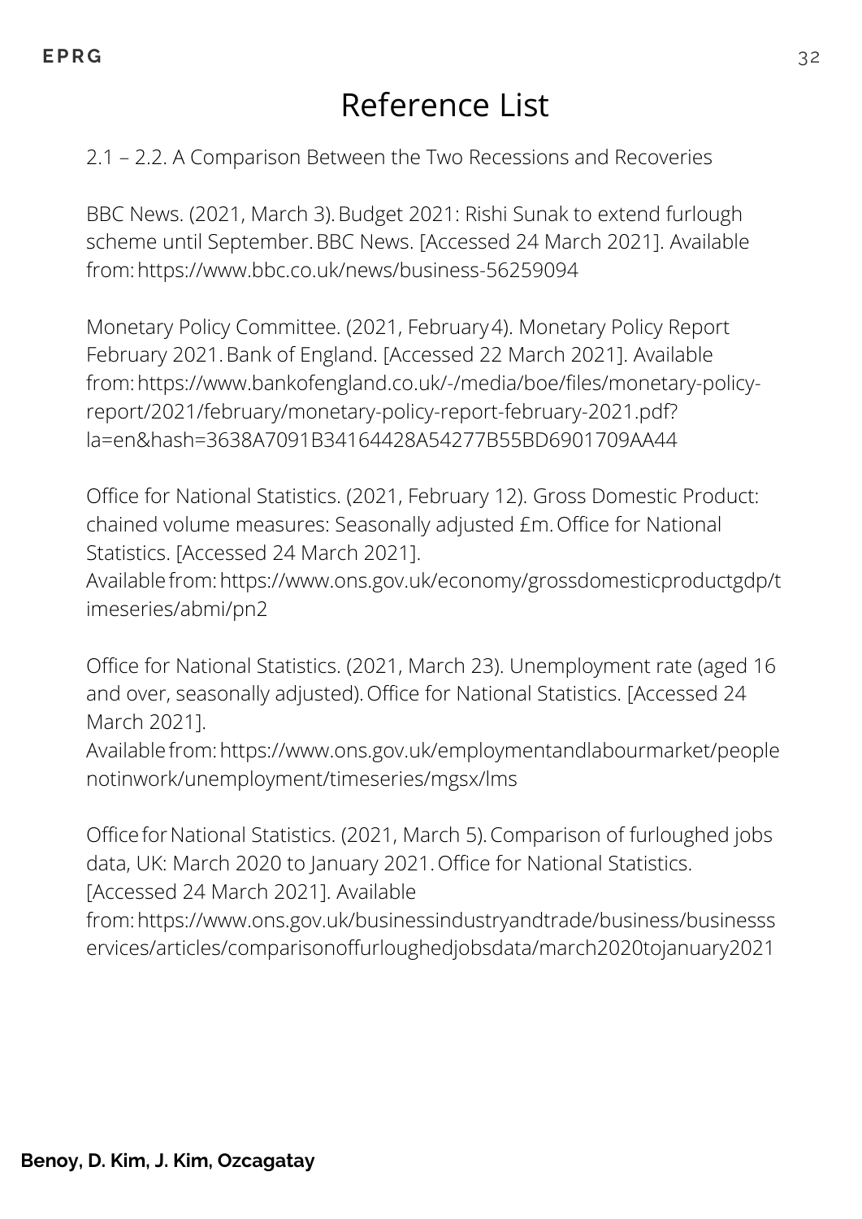# Reference List

2.1 – 2.2. A Comparison Between the Two Recessions and Recoveries

BBC News. (2021, March 3). Budget 2021: Rishi Sunak to extend furlough scheme until September. BBC News. [Accessed 24 March 2021]. Available from: https://www.bbc.co.uk/news/business-56259094

Monetary Policy Committee. (2021, February 4). Monetary Policy Report February 2021. Bank of England. [Accessed 22 March 2021]. Available from: https://www.bankofengland.co.uk/-/media/boe/files/monetary-policy-report/2021/february/monetary-policy-report-february-2021.pdf?la=en&hash=3638A7091B34164428A54277B55BD6901709AA44

Office for National Statistics. (2021, February 12). Gross Domestic Product: chained volume measures: Seasonally adjusted £m. Office for National Statistics. [Accessed 24 March 2021]. Available from: https://www.ons.gov.uk/economy/grossdomesticproductgdp/timeseries/abmi/pn2

Office for National Statistics. (2021, March 23). Unemployment rate (aged 16 and over, seasonally adjusted). Office for National Statistics. [Accessed 24 March 2021]. Available from: https://www.ons.gov.uk/employmentandlabourmarket/peoplenotinwork/unemployment/timeseries/mgsx/lms

Office for National Statistics. (2021, March 5). Comparison of furloughed jobs data, UK: March 2020 to January 2021. Office for National Statistics. [Accessed 24 March 2021]. Available from: https://www.ons.gov.uk/businessindustryandtrade/business/businessservices/articles/comparisonoffurloughedjobsdata/march2020tojanuary2021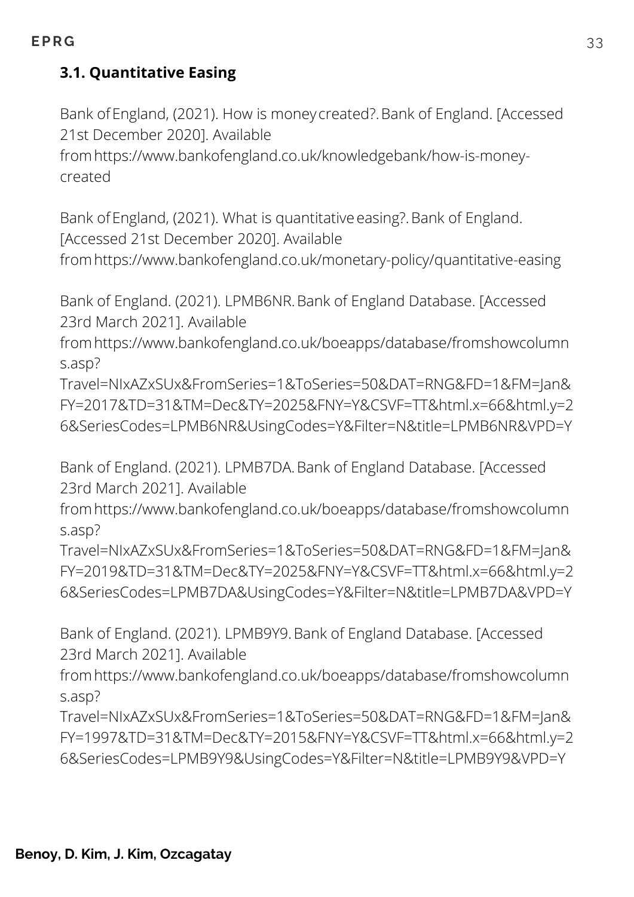### 3.1. Quantitative Easing

Bank of England, (2021). How is money created?. Bank of England. [Accessed 21st December 2020]. Available from https://www.bankofengland.co.uk/knowledgebank/how-is-money-created

Bank of England, (2021). What is quantitative easing?. Bank of England. [Accessed 21st December 2020]. Available from https://www.bankofengland.co.uk/monetary-policy/quantitative-easing

Bank of England. (2021). LPMB6NR. Bank of England Database. [Accessed 23rd March 2021]. Available from https://www.bankofengland.co.uk/boeapps/database/fromshowcolumns.asp?Travel=NIxAZxSUx&FromSeries=1&ToSeries=50&DAT=RNG&FD=1&FM=Jan&FY=2017&TD=31&TM=Dec&TY=2025&FNY=Y&CSVF=TT&html.x=66&html.y=26&SeriesCodes=LPMB6NR&UsingCodes=Y&Filter=N&title=LPMB6NR&VPD=Y

Bank of England. (2021). LPMB7DA. Bank of England Database. [Accessed 23rd March 2021]. Available from https://www.bankofengland.co.uk/boeapps/database/fromshowcolumns.asp?Travel=NIxAZxSUx&FromSeries=1&ToSeries=50&DAT=RNG&FD=1&FM=Jan&FY=2019&TD=31&TM=Dec&TY=2025&FNY=Y&CSVF=TT&html.x=66&html.y=26&SeriesCodes=LPMB7DA&UsingCodes=Y&Filter=N&title=LPMB7DA&VPD=Y

Bank of England. (2021). LPMB9Y9. Bank of England Database. [Accessed 23rd March 2021]. Available from https://www.bankofengland.co.uk/boeapps/database/fromshowcolumns.asp?Travel=NIxAZxSUx&FromSeries=1&ToSeries=50&DAT=RNG&FD=1&FM=Jan&FY=1997&TD=31&TM=Dec&TY=2015&FNY=Y&CSVF=TT&html.x=66&html.y=26&SeriesCodes=LPMB9Y9&UsingCodes=Y&Filter=N&title=LPMB9Y9&VPD=Y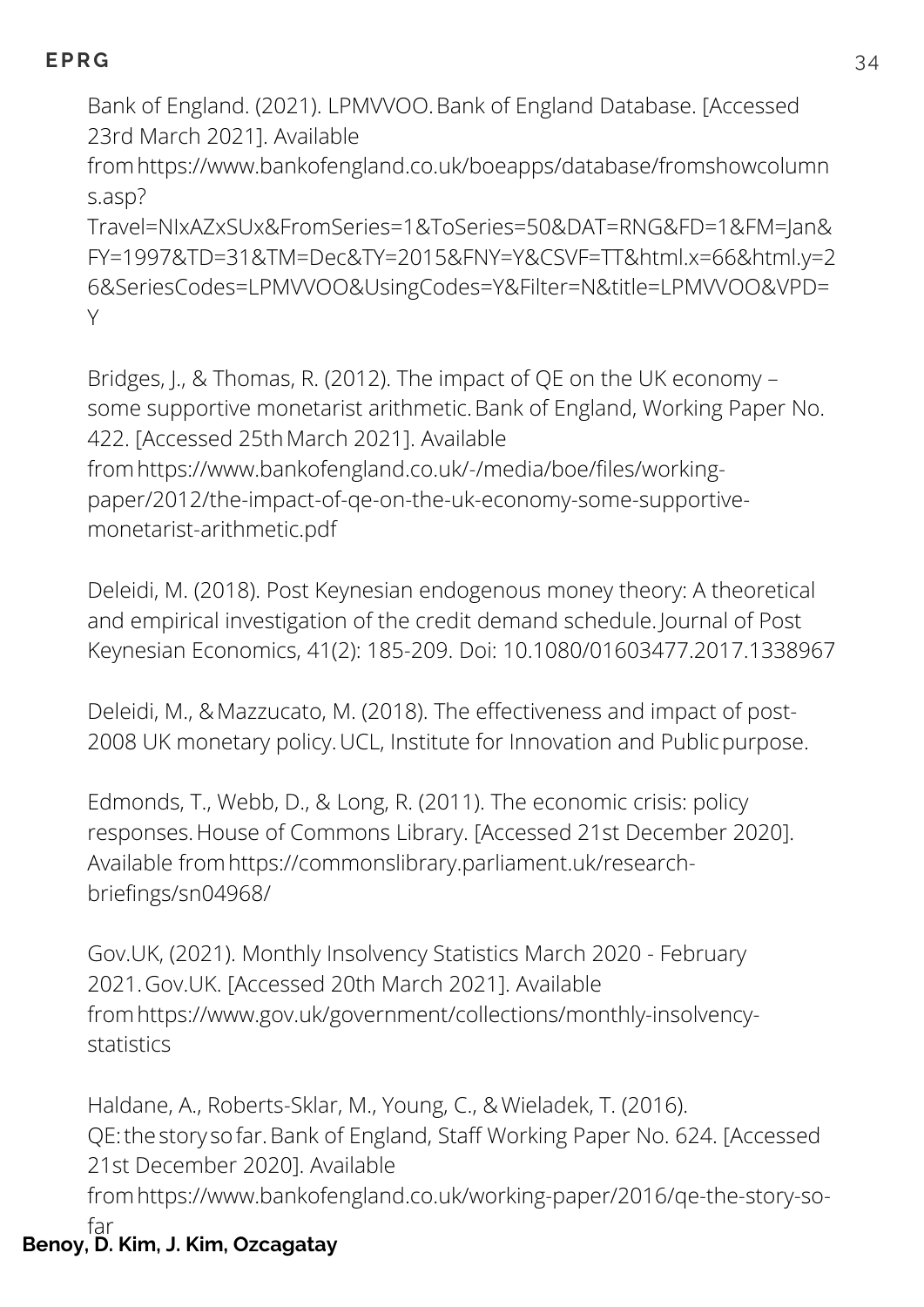Bank of England. (2021). LPMVVOO. Bank of England Database. [Accessed 23rd March 2021]. Available from https://www.bankofengland.co.uk/boeapps/database/fromshowcolumns.asp?Travel=NIxAZxSUx&FromSeries=1&ToSeries=50&DAT=RNG&FD=1&FM=Jan&FY=1997&TD=31&TM=Dec&TY=2015&FNY=Y&CSVF=TT&html.x=66&html.y=26&SeriesCodes=LPMVVOO&UsingCodes=Y&Filter=N&title=LPMVVOO&VPD=Y

Bridges, J., & Thomas, R. (2012). The impact of QE on the UK economy – some supportive monetarist arithmetic. Bank of England, Working Paper No. 422. [Accessed 25th March 2021]. Available from https://www.bankofengland.co.uk/-/media/boe/files/working-paper/2012/the-impact-of-qe-on-the-uk-economy-some-supportive-monetarist-arithmetic.pdf

Deleidi, M. (2018). Post Keynesian endogenous money theory: A theoretical and empirical investigation of the credit demand schedule. Journal of Post Keynesian Economics, 41(2): 185-209. Doi: 10.1080/01603477.2017.1338967

Deleidi, M., & Mazzucato, M. (2018). The effectiveness and impact of post-2008 UK monetary policy. UCL, Institute for Innovation and Public purpose.

Edmonds, T., Webb, D., & Long, R. (2011). The economic crisis: policy responses. House of Commons Library. [Accessed 21st December 2020]. Available from https://commonslibrary.parliament.uk/research-briefings/sn04968/

Gov.UK, (2021). Monthly Insolvency Statistics March 2020 - February 2021. Gov.UK. [Accessed 20th March 2021]. Available from https://www.gov.uk/government/collections/monthly-insolvency-statistics

Haldane, A., Roberts-Sklar, M., Young, C., & Wieladek, T. (2016). QE: the story so far. Bank of England, Staff Working Paper No. 624. [Accessed 21st December 2020]. Available from https://www.bankofengland.co.uk/working-paper/2016/qe-the-story-so-far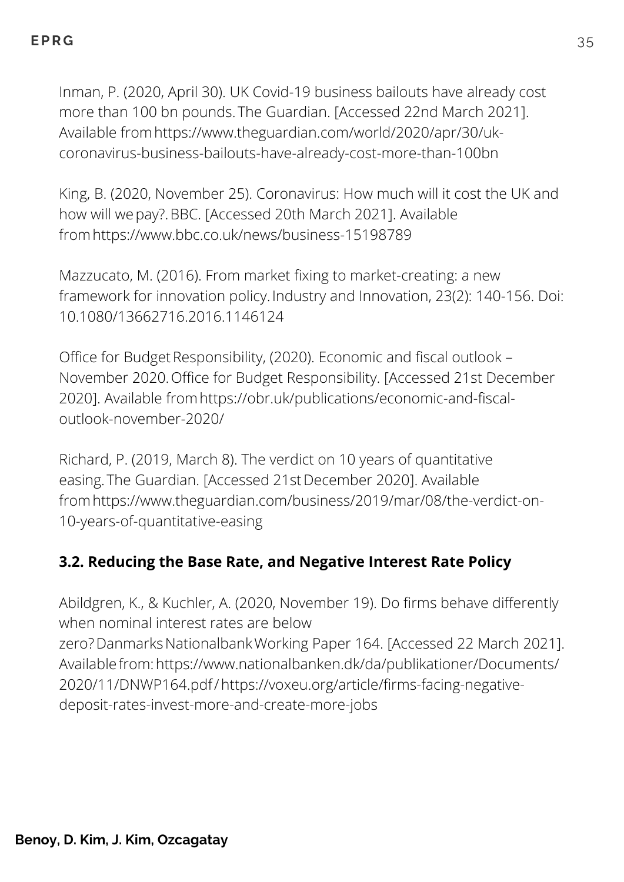Inman, P. (2020, April 30). UK Covid-19 business bailouts have already cost more than 100 bn pounds. The Guardian. [Accessed 22nd March 2021]. Available from https://www.theguardian.com/world/2020/apr/30/uk-coronavirus-business-bailouts-have-already-cost-more-than-100bn

King, B. (2020, November 25). Coronavirus: How much will it cost the UK and how will we pay?. BBC. [Accessed 20th March 2021]. Available from https://www.bbc.co.uk/news/business-15198789

Mazzucato, M. (2016). From market fixing to market-creating: a new framework for innovation policy. Industry and Innovation, 23(2): 140-156. Doi: 10.1080/13662716.2016.1146124

Office for Budget Responsibility, (2020). Economic and fiscal outlook – November 2020. Office for Budget Responsibility. [Accessed 21st December 2020]. Available from https://obr.uk/publications/economic-and-fiscal-outlook-november-2020/

Richard, P. (2019, March 8). The verdict on 10 years of quantitative easing. The Guardian. [Accessed 21st December 2020]. Available from https://www.theguardian.com/business/2019/mar/08/the-verdict-on-10-years-of-quantitative-easing

### 3.2. Reducing the Base Rate, and Negative Interest Rate Policy

Abildgren, K., & Kuchler, A. (2020, November 19). Do firms behave differently when nominal interest rates are below zero? Danmarks Nationalbank Working Paper 164. [Accessed 22 March 2021]. Available from: https://www.nationalbanken.dk/da/publikationer/Documents/2020/11/DNWP164.pdf / https://voxeu.org/article/firms-facing-negative-deposit-rates-invest-more-and-create-more-jobs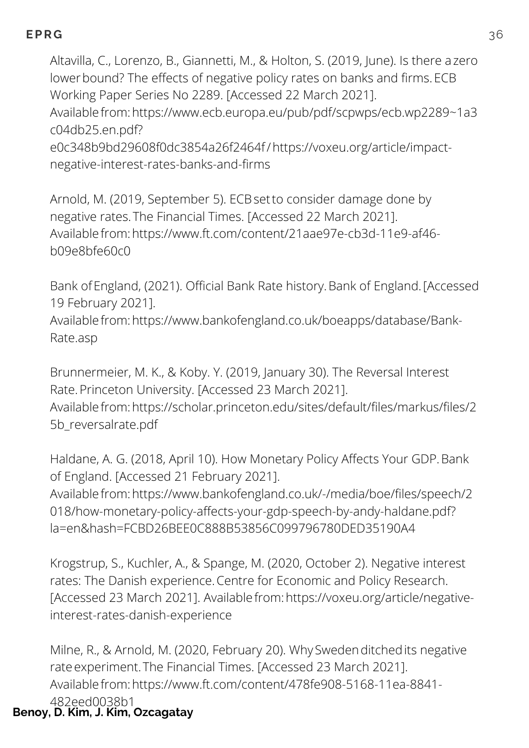Altavilla, C., Lorenzo, B., Giannetti, M., & Holton, S. (2019, June). Is there a zero lower bound? The effects of negative policy rates on banks and firms. ECB Working Paper Series No 2289. [Accessed 22 March 2021]. Available from: https://www.ecb.europa.eu/pub/pdf/scpwps/ecb.wp2289~1a3c04db25.en.pdf?e0c348b9bd29608f0dc3854a26f2464f / https://voxeu.org/article/impact-negative-interest-rates-banks-and-firms

Arnold, M. (2019, September 5). ECB set to consider damage done by negative rates. The Financial Times. [Accessed 22 March 2021]. Available from: https://www.ft.com/content/21aae97e-cb3d-11e9-af46-b09e8bfe60c0

Bank of England, (2021). Official Bank Rate history. Bank of England. [Accessed 19 February 2021]. Available from: https://www.bankofengland.co.uk/boeapps/database/Bank-Rate.asp

Brunnermeier, M. K., & Koby. Y. (2019, January 30). The Reversal Interest Rate. Princeton University. [Accessed 23 March 2021]. Available from: https://scholar.princeton.edu/sites/default/files/markus/files/25b_reversalrate.pdf

Haldane, A. G. (2018, April 10). How Monetary Policy Affects Your GDP. Bank of England. [Accessed 21 February 2021]. Available from: https://www.bankofengland.co.uk/-/media/boe/files/speech/2018/how-monetary-policy-affects-your-gdp-speech-by-andy-haldane.pdf?la=en&hash=FCBD26BEE0C888B53856C099796780DED35190A4

Krogstrup, S., Kuchler, A., & Spange, M. (2020, October 2). Negative interest rates: The Danish experience. Centre for Economic and Policy Research. [Accessed 23 March 2021]. Available from: https://voxeu.org/article/negative-interest-rates-danish-experience

Milne, R., & Arnold, M. (2020, February 20). Why Sweden ditched its negative rate experiment. The Financial Times. [Accessed 23 March 2021]. Available from: https://www.ft.com/content/478fe908-5168-11ea-8841-482eed0038b1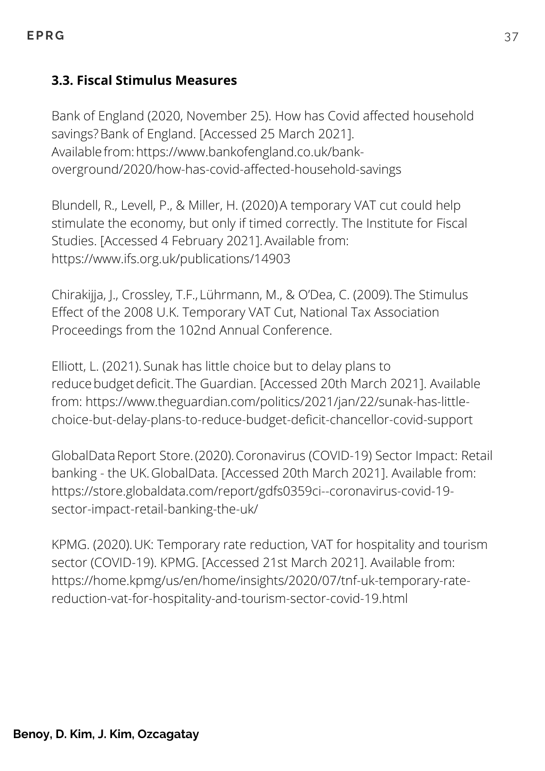### 3.3. Fiscal Stimulus Measures

Bank of England (2020, November 25). How has Covid affected household savings? Bank of England. [Accessed 25 March 2021]. Available from: https://www.bankofengland.co.uk/bank-overground/2020/how-has-covid-affected-household-savings

Blundell, R., Levell, P., & Miller, H. (2020) A temporary VAT cut could help stimulate the economy, but only if timed correctly. The Institute for Fiscal Studies. [Accessed 4 February 2021]. Available from: https://www.ifs.org.uk/publications/14903

Chirakijja, J., Crossley, T.F., Lührmann, M., & O'Dea, C. (2009). The Stimulus Effect of the 2008 U.K. Temporary VAT Cut, National Tax Association Proceedings from the 102nd Annual Conference.

Elliott, L. (2021). Sunak has little choice but to delay plans to reduce budget deficit. The Guardian. [Accessed 20th March 2021]. Available from: https://www.theguardian.com/politics/2021/jan/22/sunak-has-little-choice-but-delay-plans-to-reduce-budget-deficit-chancellor-covid-support

GlobalData Report Store. (2020). Coronavirus (COVID-19) Sector Impact: Retail banking - the UK. GlobalData. [Accessed 20th March 2021]. Available from: https://store.globaldata.com/report/gdfs0359ci--coronavirus-covid-19-sector-impact-retail-banking-the-uk/

KPMG. (2020). UK: Temporary rate reduction, VAT for hospitality and tourism sector (COVID-19). KPMG. [Accessed 21st March 2021]. Available from: https://home.kpmg/us/en/home/insights/2020/07/tnf-uk-temporary-rate-reduction-vat-for-hospitality-and-tourism-sector-covid-19.html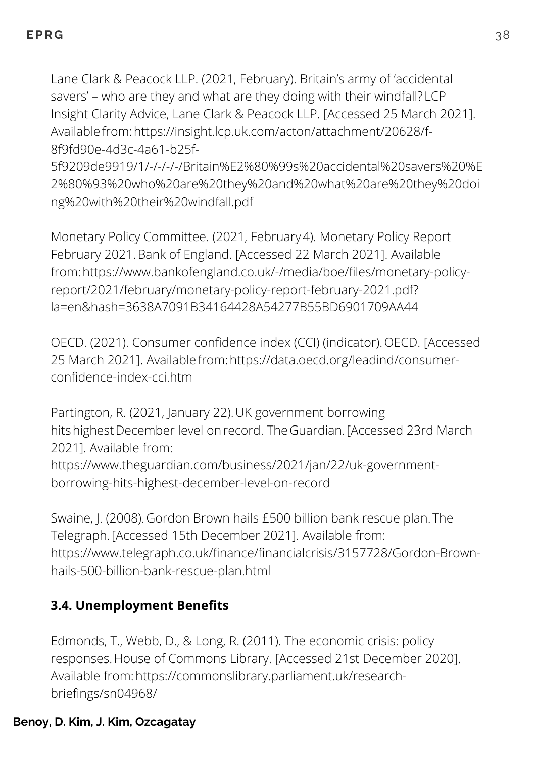Lane Clark & Peacock LLP. (2021, February). Britain's army of 'accidental savers' – who are they and what are they doing with their windfall? LCP Insight Clarity Advice, Lane Clark & Peacock LLP. [Accessed 25 March 2021]. Available from: https://insight.lcp.uk.com/acton/attachment/20628/f-8f9fd90e-4d3c-4a61-b25f-5f9209de9919/1/-/-/-/-/Britain%E2%80%99s%20accidental%20savers%20%E2%80%93%20who%20are%20they%20and%20what%20are%20they%20doing%20with%20their%20windfall.pdf

Monetary Policy Committee. (2021, February 4). Monetary Policy Report February 2021. Bank of England. [Accessed 22 March 2021]. Available from: https://www.bankofengland.co.uk/-/media/boe/files/monetary-policy-report/2021/february/monetary-policy-report-february-2021.pdf?la=en&hash=3638A7091B34164428A54277B55BD6901709AA44

OECD. (2021). Consumer confidence index (CCI) (indicator). OECD. [Accessed 25 March 2021]. Available from: https://data.oecd.org/leadind/consumer-confidence-index-cci.htm

Partington, R. (2021, January 22). UK government borrowing hits highest December level on record. The Guardian. [Accessed 23rd March 2021]. Available from: https://www.theguardian.com/business/2021/jan/22/uk-government-borrowing-hits-highest-december-level-on-record

Swaine, J. (2008). Gordon Brown hails £500 billion bank rescue plan. The Telegraph. [Accessed 15th December 2021]. Available from: https://www.telegraph.co.uk/finance/financialcrisis/3157728/Gordon-Brown-hails-500-billion-bank-rescue-plan.html

### 3.4. Unemployment Benefits

Edmonds, T., Webb, D., & Long, R. (2011). The economic crisis: policy responses. House of Commons Library. [Accessed 21st December 2020]. Available from: https://commonslibrary.parliament.uk/research-briefings/sn04968/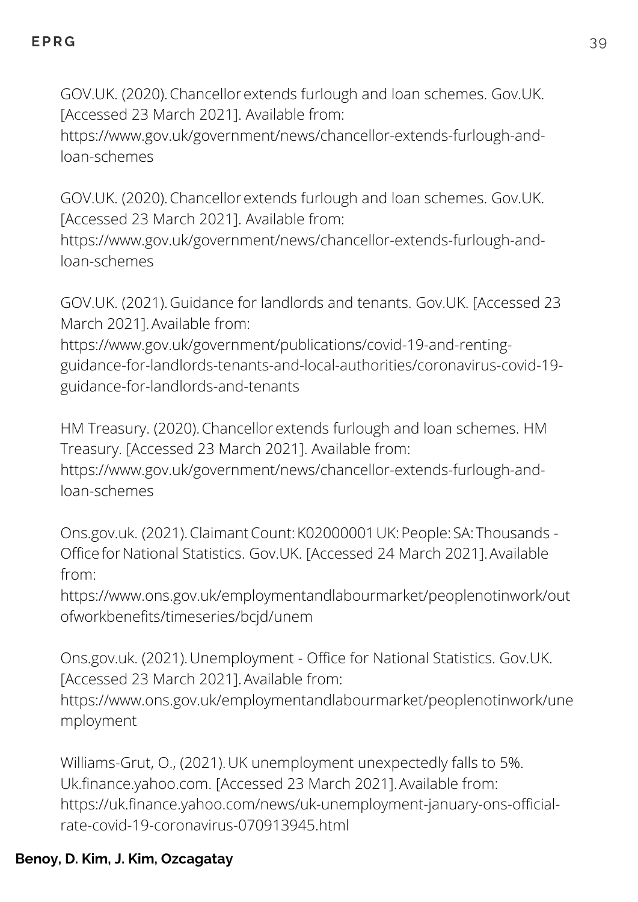GOV.UK. (2020). Chancellor extends furlough and loan schemes. Gov.UK. [Accessed 23 March 2021]. Available from: https://www.gov.uk/government/news/chancellor-extends-furlough-and-loan-schemes

GOV.UK. (2020). Chancellor extends furlough and loan schemes. Gov.UK. [Accessed 23 March 2021]. Available from: https://www.gov.uk/government/news/chancellor-extends-furlough-and-loan-schemes

GOV.UK. (2021). Guidance for landlords and tenants. Gov.UK. [Accessed 23 March 2021]. Available from: https://www.gov.uk/government/publications/covid-19-and-renting-guidance-for-landlords-tenants-and-local-authorities/coronavirus-covid-19-guidance-for-landlords-and-tenants

HM Treasury. (2020). Chancellor extends furlough and loan schemes. HM Treasury. [Accessed 23 March 2021]. Available from: https://www.gov.uk/government/news/chancellor-extends-furlough-and-loan-schemes

Ons.gov.uk. (2021). Claimant Count: K02000001 UK: People: SA: Thousands - Office for National Statistics. Gov.UK. [Accessed 24 March 2021]. Available from: https://www.ons.gov.uk/employmentandlabourmarket/peoplenotinwork/outofworkbenefits/timeseries/bcjd/unem

Ons.gov.uk. (2021). Unemployment - Office for National Statistics. Gov.UK. [Accessed 23 March 2021]. Available from: https://www.ons.gov.uk/employmentandlabourmarket/peoplenotinwork/unemployment

Williams-Grut, O., (2021). UK unemployment unexpectedly falls to 5%. Uk.finance.yahoo.com. [Accessed 23 March 2021]. Available from: https://uk.finance.yahoo.com/news/uk-unemployment-january-ons-official-rate-covid-19-coronavirus-070913945.html